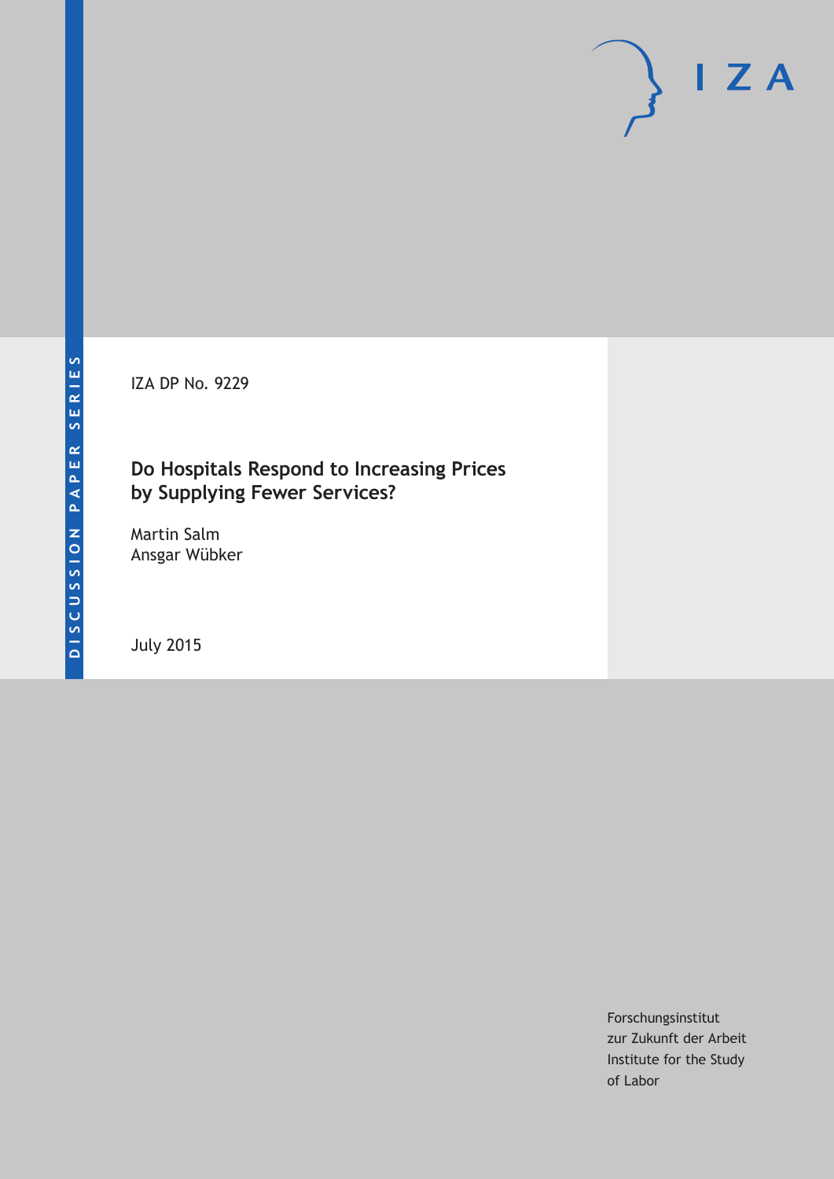DISCUSSION PAPER SERIES

IZA DP No. 9229

# Do Hospitals Respond to Increasing Prices by Supplying Fewer Services?

Martin Salm
Ansgar Wübker

July 2015

Forschungsinstitut
zur Zukunft der Arbeit
Institute for the Study
of Labor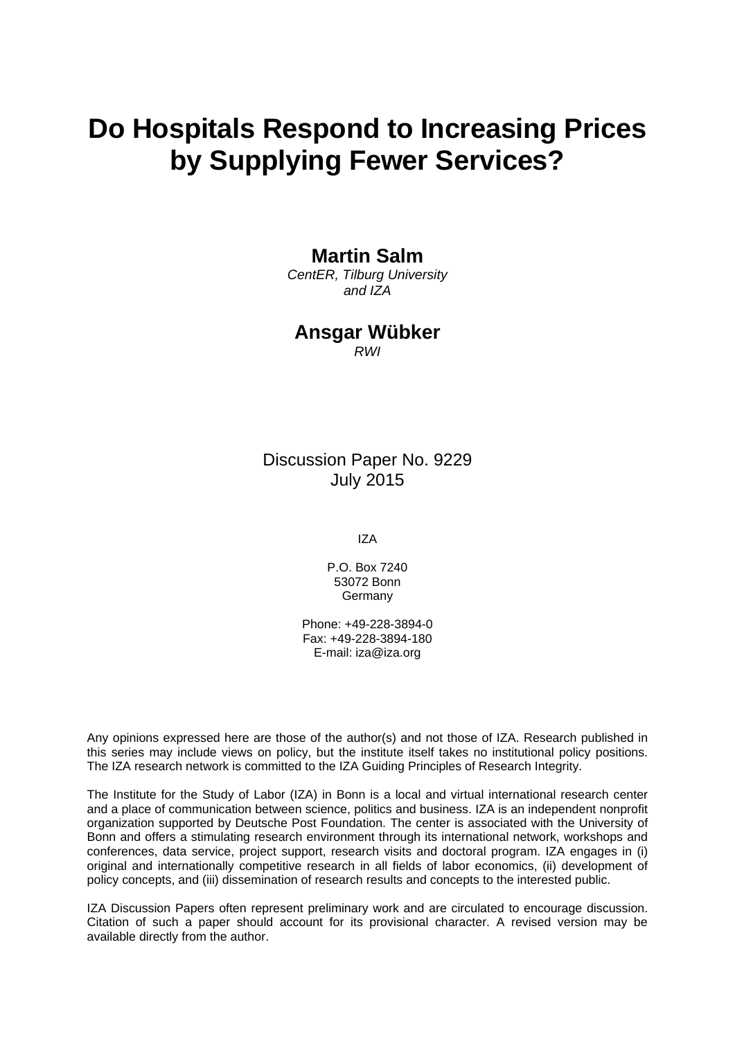# Do Hospitals Respond to Increasing Prices by Supplying Fewer Services?

**Martin Salm**
*CentER, Tilburg University and IZA*

**Ansgar Wübker**
*RWI*

Discussion Paper No. 9229
July 2015

IZA

P.O. Box 7240
53072 Bonn
Germany

Phone: +49-228-3894-0
Fax: +49-228-3894-180
E-mail: iza@iza.org

Any opinions expressed here are those of the author(s) and not those of IZA. Research published in this series may include views on policy, but the institute itself takes no institutional policy positions. The IZA research network is committed to the IZA Guiding Principles of Research Integrity.

The Institute for the Study of Labor (IZA) in Bonn is a local and virtual international research center and a place of communication between science, politics and business. IZA is an independent nonprofit organization supported by Deutsche Post Foundation. The center is associated with the University of Bonn and offers a stimulating research environment through its international network, workshops and conferences, data service, project support, research visits and doctoral program. IZA engages in (i) original and internationally competitive research in all fields of labor economics, (ii) development of policy concepts, and (iii) dissemination of research results and concepts to the interested public.

IZA Discussion Papers often represent preliminary work and are circulated to encourage discussion. Citation of such a paper should account for its provisional character. A revised version may be available directly from the author.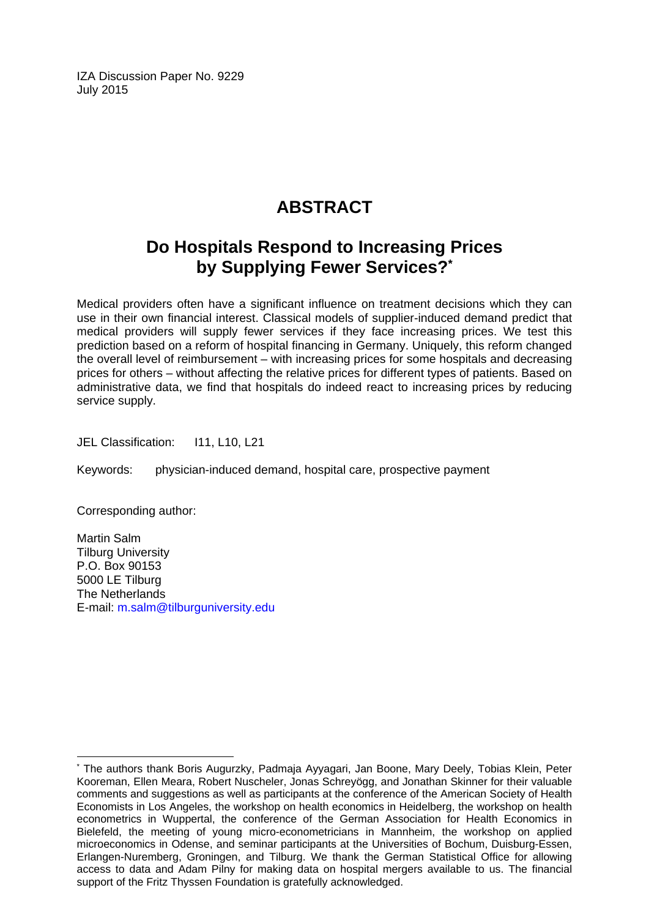IZA Discussion Paper No. 9229
July 2015

# ABSTRACT

## Do Hospitals Respond to Increasing Prices by Supplying Fewer Services?*

Medical providers often have a significant influence on treatment decisions which they can use in their own financial interest. Classical models of supplier-induced demand predict that medical providers will supply fewer services if they face increasing prices. We test this prediction based on a reform of hospital financing in Germany. Uniquely, this reform changed the overall level of reimbursement – with increasing prices for some hospitals and decreasing prices for others – without affecting the relative prices for different types of patients. Based on administrative data, we find that hospitals do indeed react to increasing prices by reducing service supply.

JEL Classification: I11, L10, L21

Keywords: physician-induced demand, hospital care, prospective payment

Corresponding author:

Martin Salm
Tilburg University
P.O. Box 90153
5000 LE Tilburg
The Netherlands
E-mail: m.salm@tilburguniversity.edu

---

* The authors thank Boris Augurzky, Padmaja Ayyagari, Jan Boone, Mary Deely, Tobias Klein, Peter Kooreman, Ellen Meara, Robert Nuscheler, Jonas Schreyögg, and Jonathan Skinner for their valuable comments and suggestions as well as participants at the conference of the American Society of Health Economists in Los Angeles, the workshop on health economics in Heidelberg, the workshop on health econometrics in Wuppertal, the conference of the German Association for Health Economics in Bielefeld, the meeting of young micro-econometricians in Mannheim, the workshop on applied microeconomics in Odense, and seminar participants at the Universities of Bochum, Duisburg-Essen, Erlangen-Nuremberg, Groningen, and Tilburg. We thank the German Statistical Office for allowing access to data and Adam Pilny for making data on hospital mergers available to us. The financial support of the Fritz Thyssen Foundation is gratefully acknowledged.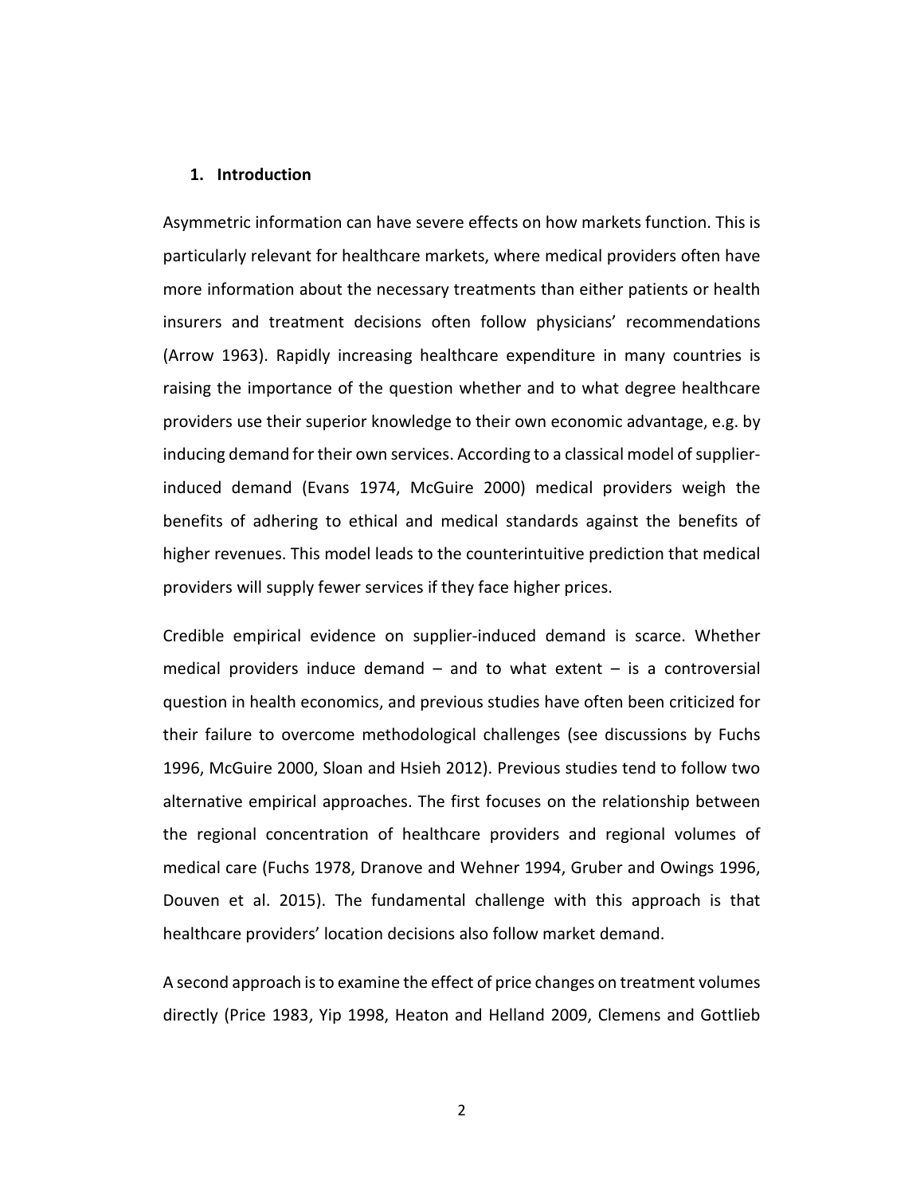## 1. Introduction

Asymmetric information can have severe effects on how markets function. This is particularly relevant for healthcare markets, where medical providers often have more information about the necessary treatments than either patients or health insurers and treatment decisions often follow physicians' recommendations (Arrow 1963). Rapidly increasing healthcare expenditure in many countries is raising the importance of the question whether and to what degree healthcare providers use their superior knowledge to their own economic advantage, e.g. by inducing demand for their own services. According to a classical model of supplier-induced demand (Evans 1974, McGuire 2000) medical providers weigh the benefits of adhering to ethical and medical standards against the benefits of higher revenues. This model leads to the counterintuitive prediction that medical providers will supply fewer services if they face higher prices.

Credible empirical evidence on supplier-induced demand is scarce. Whether medical providers induce demand – and to what extent – is a controversial question in health economics, and previous studies have often been criticized for their failure to overcome methodological challenges (see discussions by Fuchs 1996, McGuire 2000, Sloan and Hsieh 2012). Previous studies tend to follow two alternative empirical approaches. The first focuses on the relationship between the regional concentration of healthcare providers and regional volumes of medical care (Fuchs 1978, Dranove and Wehner 1994, Gruber and Owings 1996, Douven et al. 2015). The fundamental challenge with this approach is that healthcare providers' location decisions also follow market demand.

A second approach is to examine the effect of price changes on treatment volumes directly (Price 1983, Yip 1998, Heaton and Helland 2009, Clemens and Gottlieb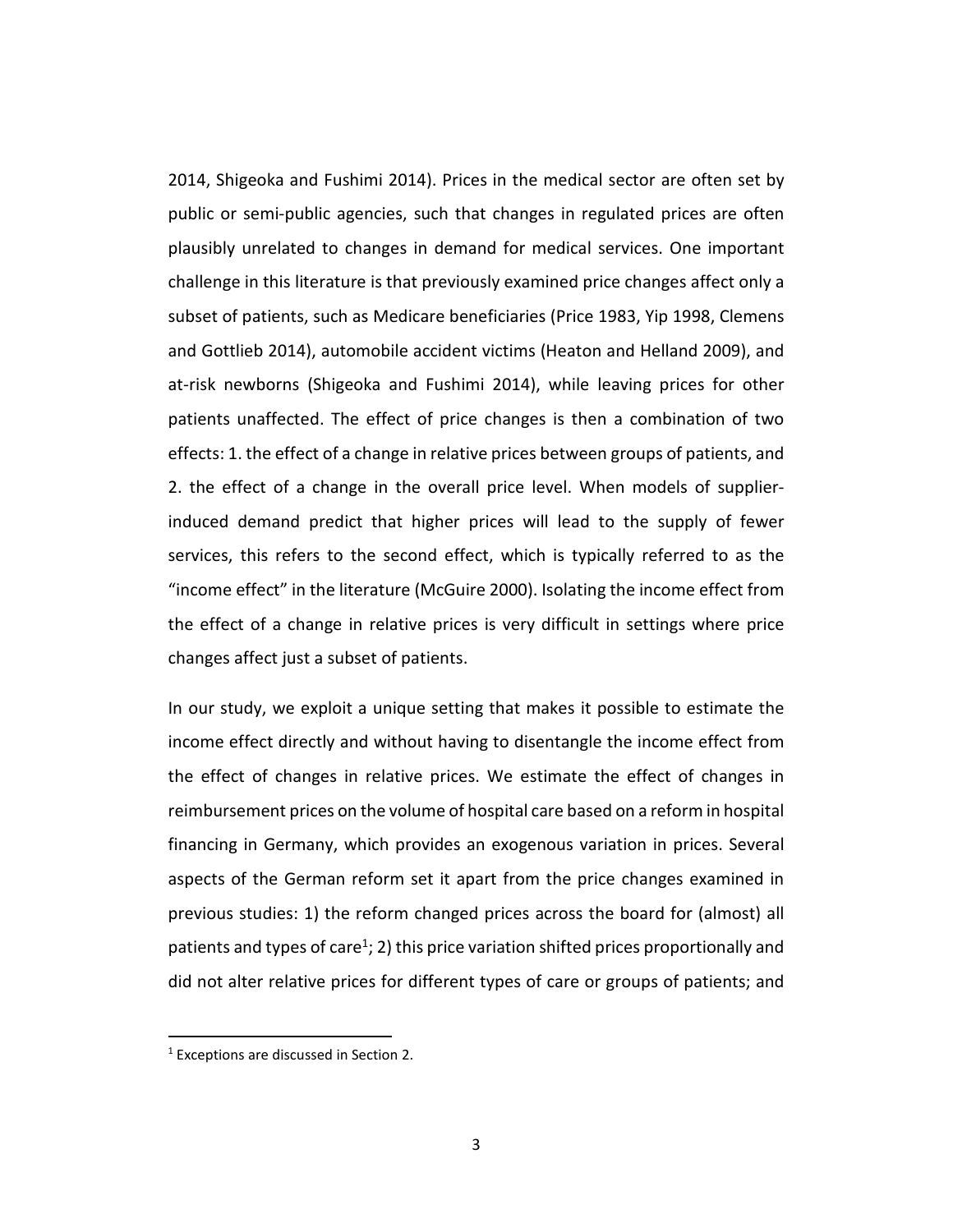2014, Shigeoka and Fushimi 2014). Prices in the medical sector are often set by public or semi-public agencies, such that changes in regulated prices are often plausibly unrelated to changes in demand for medical services. One important challenge in this literature is that previously examined price changes affect only a subset of patients, such as Medicare beneficiaries (Price 1983, Yip 1998, Clemens and Gottlieb 2014), automobile accident victims (Heaton and Helland 2009), and at-risk newborns (Shigeoka and Fushimi 2014), while leaving prices for other patients unaffected. The effect of price changes is then a combination of two effects: 1. the effect of a change in relative prices between groups of patients, and 2. the effect of a change in the overall price level. When models of supplier-induced demand predict that higher prices will lead to the supply of fewer services, this refers to the second effect, which is typically referred to as the "income effect" in the literature (McGuire 2000). Isolating the income effect from the effect of a change in relative prices is very difficult in settings where price changes affect just a subset of patients.

In our study, we exploit a unique setting that makes it possible to estimate the income effect directly and without having to disentangle the income effect from the effect of changes in relative prices. We estimate the effect of changes in reimbursement prices on the volume of hospital care based on a reform in hospital financing in Germany, which provides an exogenous variation in prices. Several aspects of the German reform set it apart from the price changes examined in previous studies: 1) the reform changed prices across the board for (almost) all patients and types of care[1]; 2) this price variation shifted prices proportionally and did not alter relative prices for different types of care or groups of patients; and

[1] Exceptions are discussed in Section 2.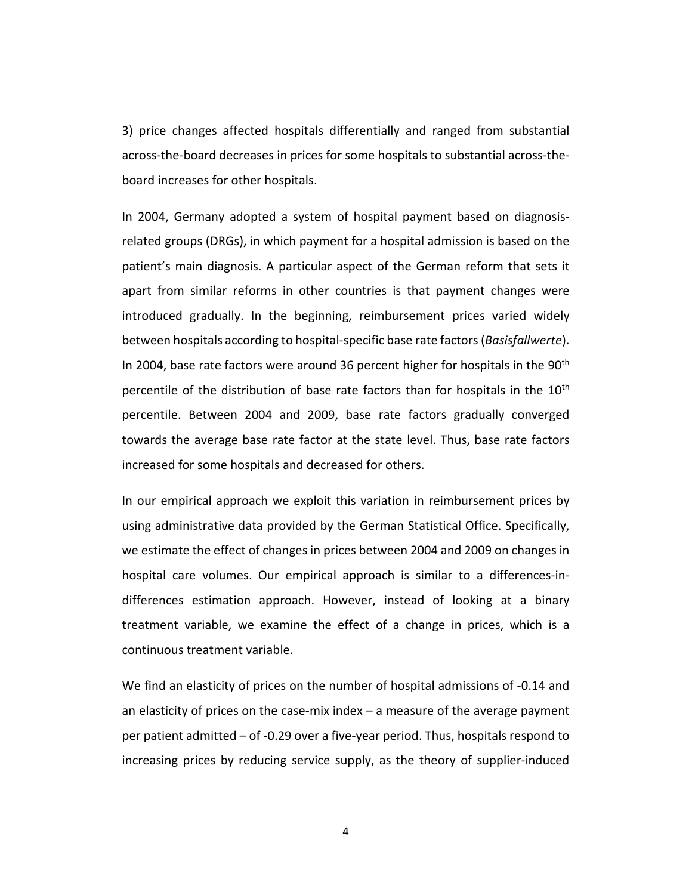3) price changes affected hospitals differentially and ranged from substantial across-the-board decreases in prices for some hospitals to substantial across-the-board increases for other hospitals.

In 2004, Germany adopted a system of hospital payment based on diagnosis-related groups (DRGs), in which payment for a hospital admission is based on the patient's main diagnosis. A particular aspect of the German reform that sets it apart from similar reforms in other countries is that payment changes were introduced gradually. In the beginning, reimbursement prices varied widely between hospitals according to hospital-specific base rate factors (*Basisfallwerte*). In 2004, base rate factors were around 36 percent higher for hospitals in the 90th percentile of the distribution of base rate factors than for hospitals in the 10th percentile. Between 2004 and 2009, base rate factors gradually converged towards the average base rate factor at the state level. Thus, base rate factors increased for some hospitals and decreased for others.

In our empirical approach we exploit this variation in reimbursement prices by using administrative data provided by the German Statistical Office. Specifically, we estimate the effect of changes in prices between 2004 and 2009 on changes in hospital care volumes. Our empirical approach is similar to a differences-in-differences estimation approach. However, instead of looking at a binary treatment variable, we examine the effect of a change in prices, which is a continuous treatment variable.

We find an elasticity of prices on the number of hospital admissions of -0.14 and an elasticity of prices on the case-mix index – a measure of the average payment per patient admitted – of -0.29 over a five-year period. Thus, hospitals respond to increasing prices by reducing service supply, as the theory of supplier-induced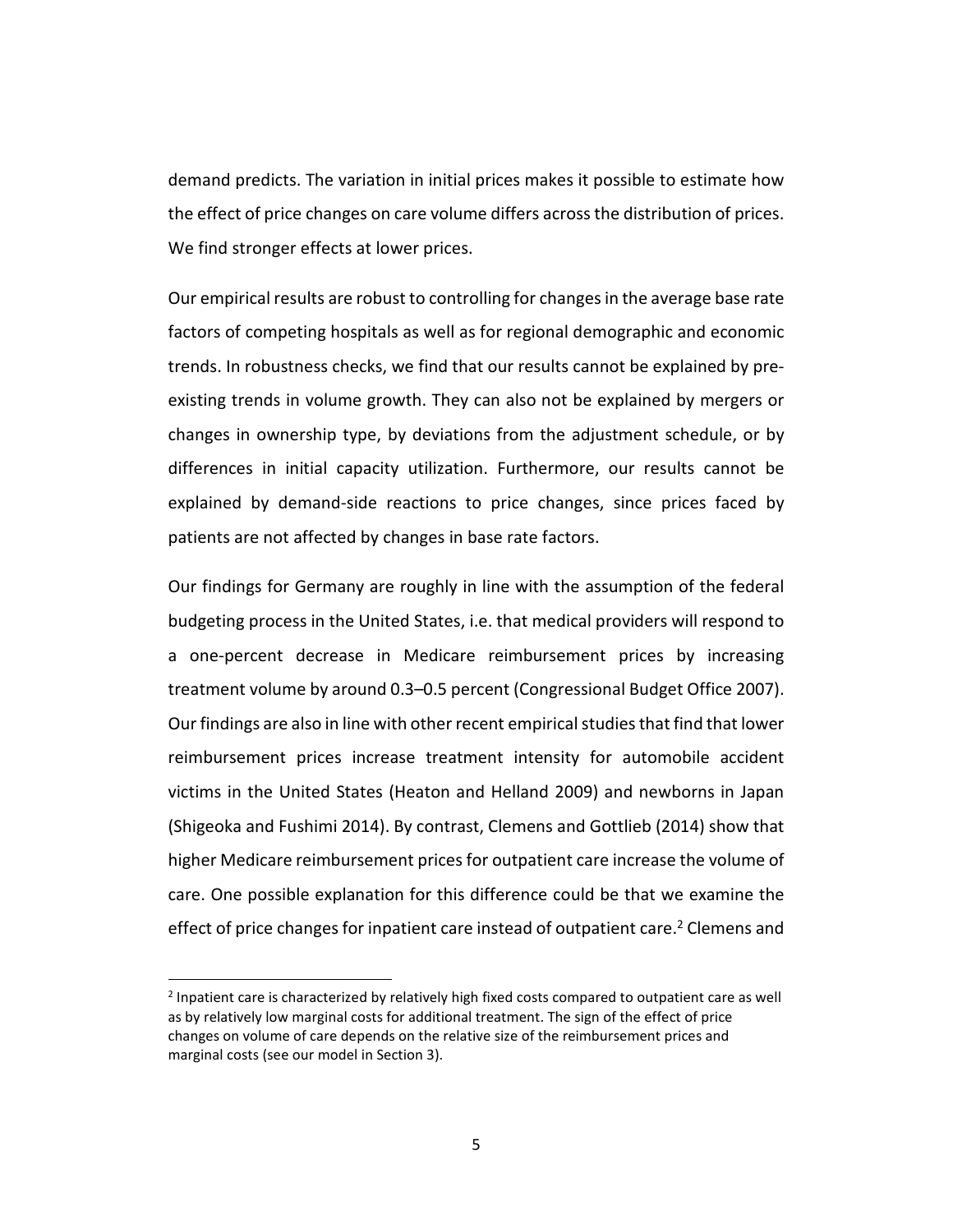demand predicts. The variation in initial prices makes it possible to estimate how the effect of price changes on care volume differs across the distribution of prices. We find stronger effects at lower prices.

Our empirical results are robust to controlling for changes in the average base rate factors of competing hospitals as well as for regional demographic and economic trends. In robustness checks, we find that our results cannot be explained by pre-existing trends in volume growth. They can also not be explained by mergers or changes in ownership type, by deviations from the adjustment schedule, or by differences in initial capacity utilization. Furthermore, our results cannot be explained by demand-side reactions to price changes, since prices faced by patients are not affected by changes in base rate factors.

Our findings for Germany are roughly in line with the assumption of the federal budgeting process in the United States, i.e. that medical providers will respond to a one-percent decrease in Medicare reimbursement prices by increasing treatment volume by around 0.3–0.5 percent (Congressional Budget Office 2007). Our findings are also in line with other recent empirical studies that find that lower reimbursement prices increase treatment intensity for automobile accident victims in the United States (Heaton and Helland 2009) and newborns in Japan (Shigeoka and Fushimi 2014). By contrast, Clemens and Gottlieb (2014) show that higher Medicare reimbursement prices for outpatient care increase the volume of care. One possible explanation for this difference could be that we examine the effect of price changes for inpatient care instead of outpatient care.[2] Clemens and

[2] Inpatient care is characterized by relatively high fixed costs compared to outpatient care as well as by relatively low marginal costs for additional treatment. The sign of the effect of price changes on volume of care depends on the relative size of the reimbursement prices and marginal costs (see our model in Section 3).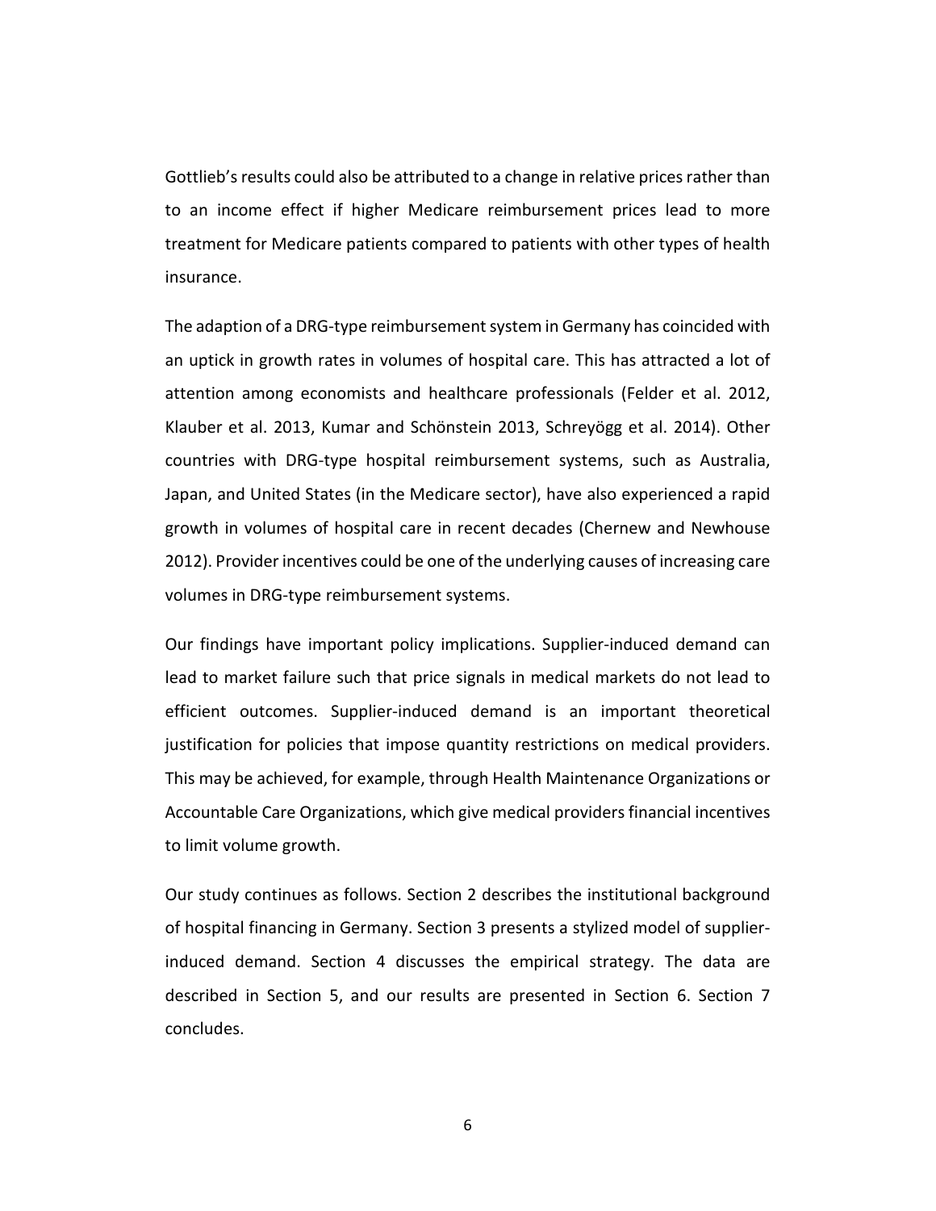Gottlieb's results could also be attributed to a change in relative prices rather than to an income effect if higher Medicare reimbursement prices lead to more treatment for Medicare patients compared to patients with other types of health insurance.

The adaption of a DRG-type reimbursement system in Germany has coincided with an uptick in growth rates in volumes of hospital care. This has attracted a lot of attention among economists and healthcare professionals (Felder et al. 2012, Klauber et al. 2013, Kumar and Schönstein 2013, Schreyögg et al. 2014). Other countries with DRG-type hospital reimbursement systems, such as Australia, Japan, and United States (in the Medicare sector), have also experienced a rapid growth in volumes of hospital care in recent decades (Chernew and Newhouse 2012). Provider incentives could be one of the underlying causes of increasing care volumes in DRG-type reimbursement systems.

Our findings have important policy implications. Supplier-induced demand can lead to market failure such that price signals in medical markets do not lead to efficient outcomes. Supplier-induced demand is an important theoretical justification for policies that impose quantity restrictions on medical providers. This may be achieved, for example, through Health Maintenance Organizations or Accountable Care Organizations, which give medical providers financial incentives to limit volume growth.

Our study continues as follows. Section 2 describes the institutional background of hospital financing in Germany. Section 3 presents a stylized model of supplier-induced demand. Section 4 discusses the empirical strategy. The data are described in Section 5, and our results are presented in Section 6. Section 7 concludes.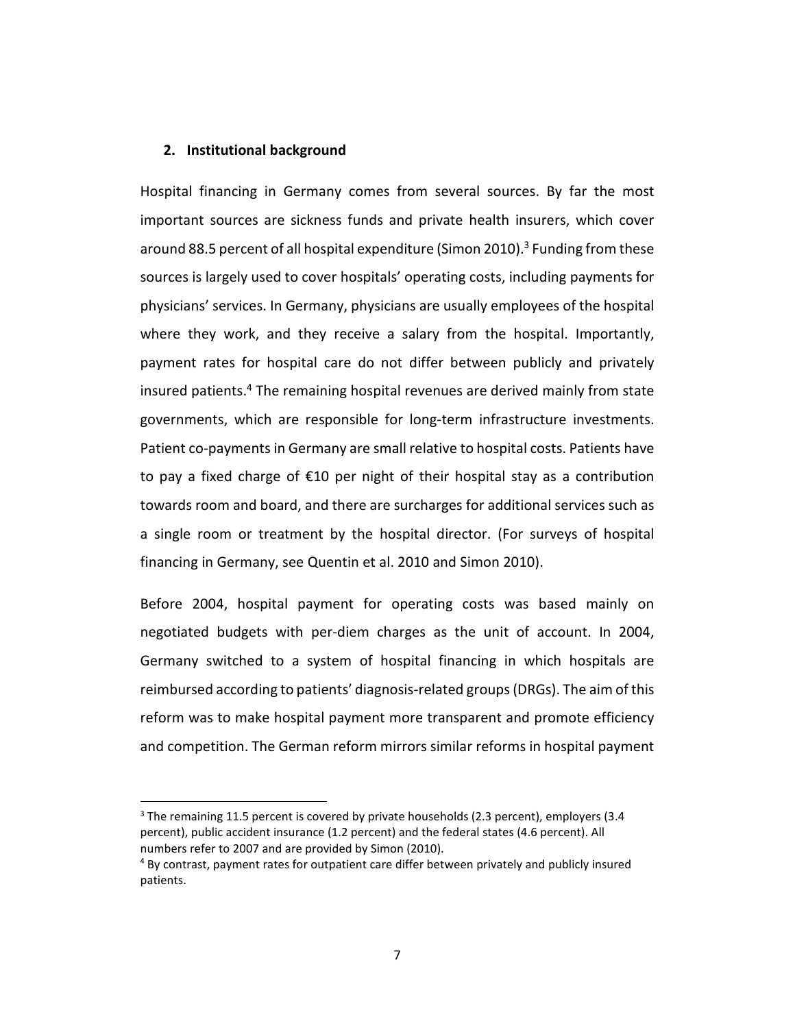## 2. Institutional background

Hospital financing in Germany comes from several sources. By far the most important sources are sickness funds and private health insurers, which cover around 88.5 percent of all hospital expenditure (Simon 2010).[3] Funding from these sources is largely used to cover hospitals' operating costs, including payments for physicians' services. In Germany, physicians are usually employees of the hospital where they work, and they receive a salary from the hospital. Importantly, payment rates for hospital care do not differ between publicly and privately insured patients.[4] The remaining hospital revenues are derived mainly from state governments, which are responsible for long-term infrastructure investments. Patient co-payments in Germany are small relative to hospital costs. Patients have to pay a fixed charge of €10 per night of their hospital stay as a contribution towards room and board, and there are surcharges for additional services such as a single room or treatment by the hospital director. (For surveys of hospital financing in Germany, see Quentin et al. 2010 and Simon 2010).

Before 2004, hospital payment for operating costs was based mainly on negotiated budgets with per-diem charges as the unit of account. In 2004, Germany switched to a system of hospital financing in which hospitals are reimbursed according to patients' diagnosis-related groups (DRGs). The aim of this reform was to make hospital payment more transparent and promote efficiency and competition. The German reform mirrors similar reforms in hospital payment

[3] The remaining 11.5 percent is covered by private households (2.3 percent), employers (3.4 percent), public accident insurance (1.2 percent) and the federal states (4.6 percent). All numbers refer to 2007 and are provided by Simon (2010).

[4] By contrast, payment rates for outpatient care differ between privately and publicly insured patients.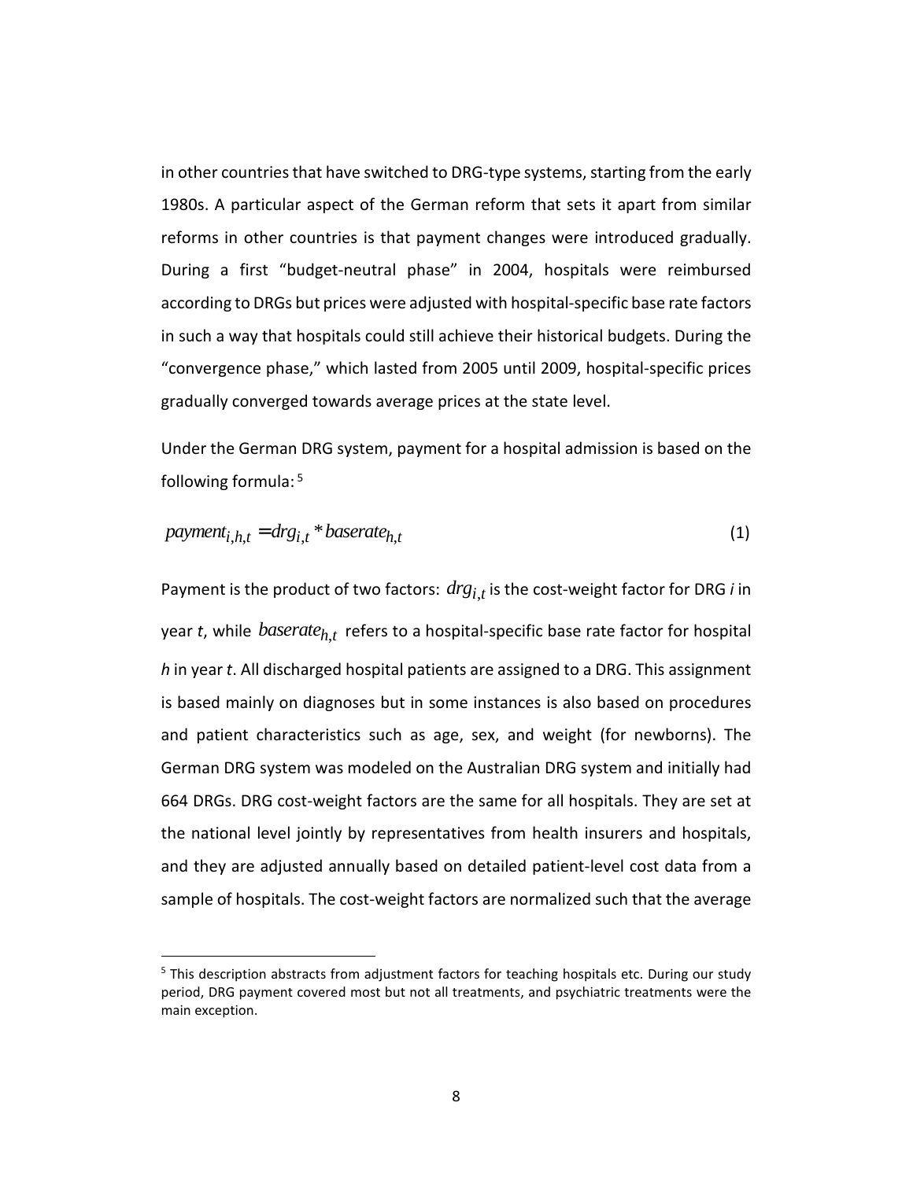in other countries that have switched to DRG-type systems, starting from the early 1980s. A particular aspect of the German reform that sets it apart from similar reforms in other countries is that payment changes were introduced gradually. During a first "budget-neutral phase" in 2004, hospitals were reimbursed according to DRGs but prices were adjusted with hospital-specific base rate factors in such a way that hospitals could still achieve their historical budgets. During the "convergence phase," which lasted from 2005 until 2009, hospital-specific prices gradually converged towards average prices at the state level.

Under the German DRG system, payment for a hospital admission is based on the following formula:[5]

$$payment_{i,h,t} = drg_{i,t} * baserate_{h,t} \tag{1}$$

Payment is the product of two factors: $drg_{i,t}$ is the cost-weight factor for DRG *i* in year *t*, while $baserate_{h,t}$ refers to a hospital-specific base rate factor for hospital *h* in year *t*. All discharged hospital patients are assigned to a DRG. This assignment is based mainly on diagnoses but in some instances is also based on procedures and patient characteristics such as age, sex, and weight (for newborns). The German DRG system was modeled on the Australian DRG system and initially had 664 DRGs. DRG cost-weight factors are the same for all hospitals. They are set at the national level jointly by representatives from health insurers and hospitals, and they are adjusted annually based on detailed patient-level cost data from a sample of hospitals. The cost-weight factors are normalized such that the average

[5] This description abstracts from adjustment factors for teaching hospitals etc. During our study period, DRG payment covered most but not all treatments, and psychiatric treatments were the main exception.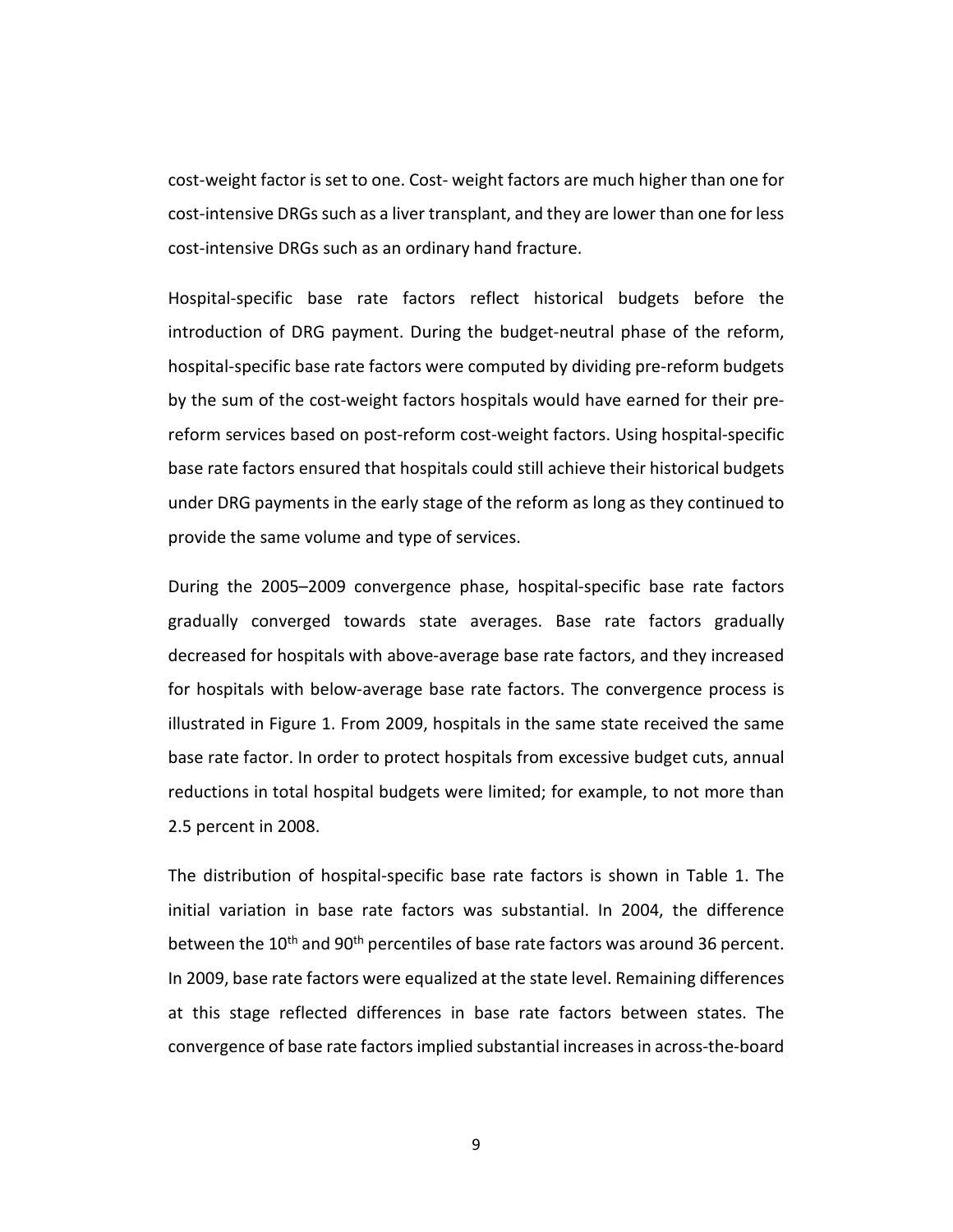cost-weight factor is set to one. Cost- weight factors are much higher than one for cost-intensive DRGs such as a liver transplant, and they are lower than one for less cost-intensive DRGs such as an ordinary hand fracture.

Hospital-specific base rate factors reflect historical budgets before the introduction of DRG payment. During the budget-neutral phase of the reform, hospital-specific base rate factors were computed by dividing pre-reform budgets by the sum of the cost-weight factors hospitals would have earned for their pre-reform services based on post-reform cost-weight factors. Using hospital-specific base rate factors ensured that hospitals could still achieve their historical budgets under DRG payments in the early stage of the reform as long as they continued to provide the same volume and type of services.

During the 2005–2009 convergence phase, hospital-specific base rate factors gradually converged towards state averages. Base rate factors gradually decreased for hospitals with above-average base rate factors, and they increased for hospitals with below-average base rate factors. The convergence process is illustrated in Figure 1. From 2009, hospitals in the same state received the same base rate factor. In order to protect hospitals from excessive budget cuts, annual reductions in total hospital budgets were limited; for example, to not more than 2.5 percent in 2008.

The distribution of hospital-specific base rate factors is shown in Table 1. The initial variation in base rate factors was substantial. In 2004, the difference between the 10th and 90th percentiles of base rate factors was around 36 percent. In 2009, base rate factors were equalized at the state level. Remaining differences at this stage reflected differences in base rate factors between states. The convergence of base rate factors implied substantial increases in across-the-board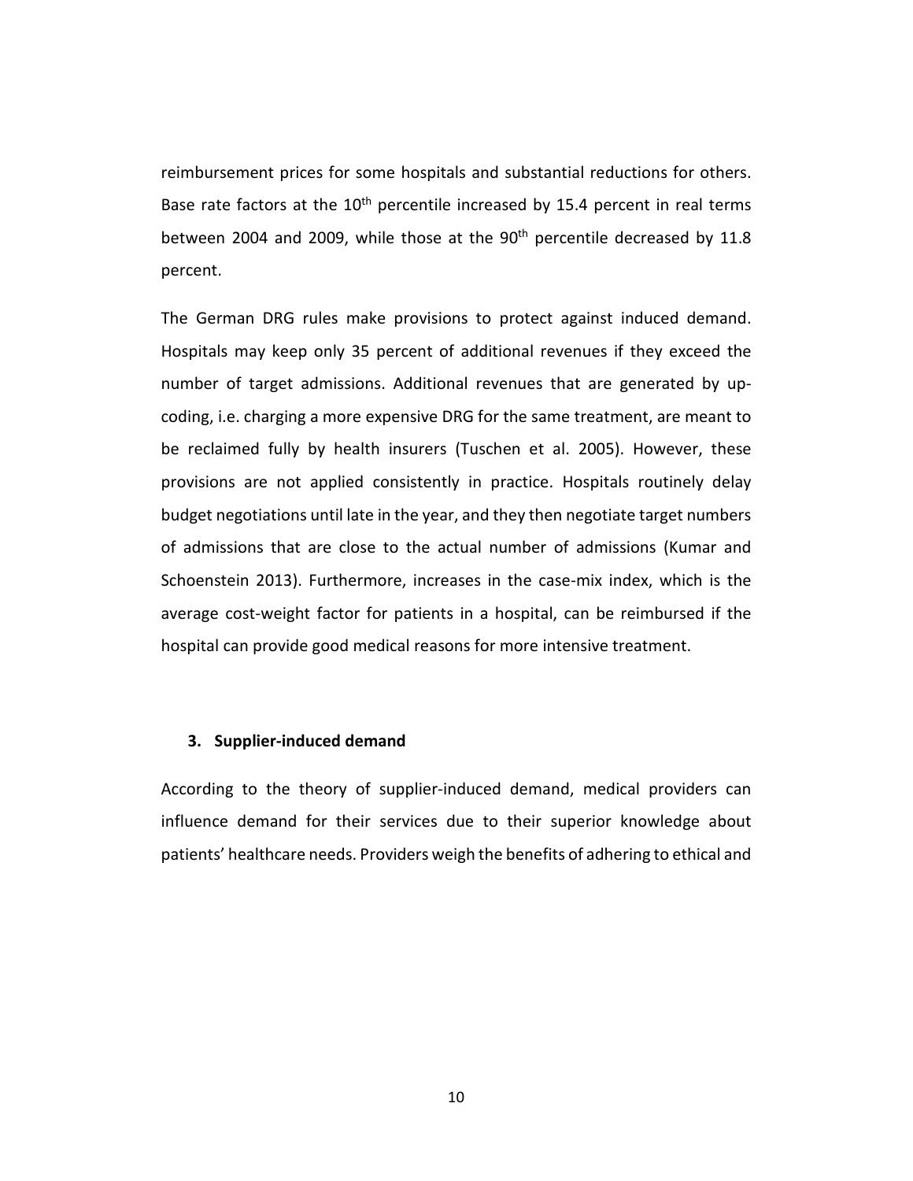reimbursement prices for some hospitals and substantial reductions for others. Base rate factors at the 10th percentile increased by 15.4 percent in real terms between 2004 and 2009, while those at the 90th percentile decreased by 11.8 percent.

The German DRG rules make provisions to protect against induced demand. Hospitals may keep only 35 percent of additional revenues if they exceed the number of target admissions. Additional revenues that are generated by up-coding, i.e. charging a more expensive DRG for the same treatment, are meant to be reclaimed fully by health insurers (Tuschen et al. 2005). However, these provisions are not applied consistently in practice. Hospitals routinely delay budget negotiations until late in the year, and they then negotiate target numbers of admissions that are close to the actual number of admissions (Kumar and Schoenstein 2013). Furthermore, increases in the case-mix index, which is the average cost-weight factor for patients in a hospital, can be reimbursed if the hospital can provide good medical reasons for more intensive treatment.

## 3. Supplier-induced demand

According to the theory of supplier-induced demand, medical providers can influence demand for their services due to their superior knowledge about patients' healthcare needs. Providers weigh the benefits of adhering to ethical and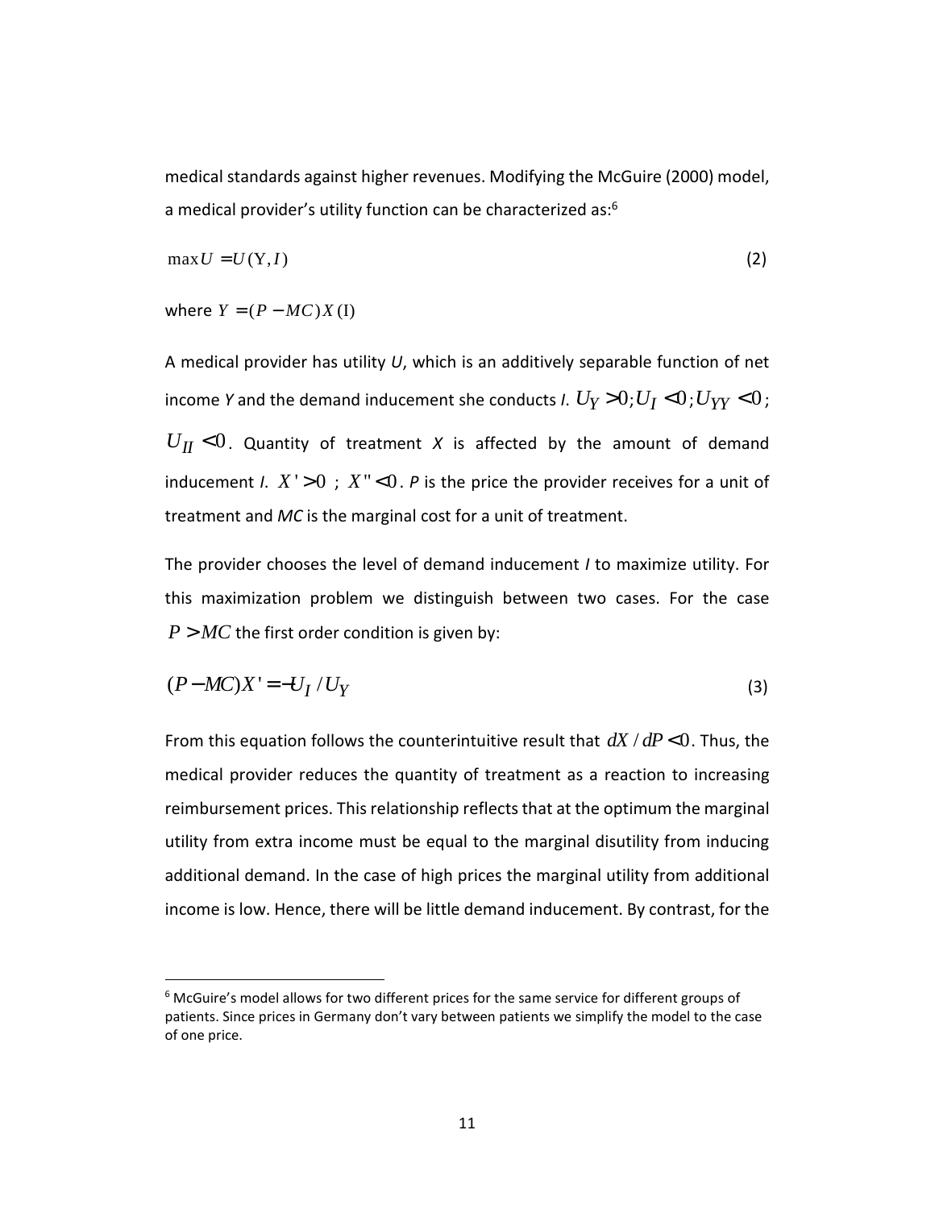medical standards against higher revenues. Modifying the McGuire (2000) model, a medical provider's utility function can be characterized as:[6]

$$\max U = U(\mathrm{Y}, I) \tag{2}$$

where $Y = (P - MC)X(\mathrm{I})$

A medical provider has utility *U*, which is an additively separable function of net income *Y* and the demand inducement she conducts *I*. $U_Y > 0; U_I < 0; U_{YY} < 0$; $U_{II} < 0$. Quantity of treatment *X* is affected by the amount of demand inducement *I*. $X' > 0$ ; $X'' < 0$. *P* is the price the provider receives for a unit of treatment and *MC* is the marginal cost for a unit of treatment.

The provider chooses the level of demand inducement *I* to maximize utility. For this maximization problem we distinguish between two cases. For the case $P > MC$ the first order condition is given by:

$$(P - MC)X' = -U_I / U_Y \tag{3}$$

From this equation follows the counterintuitive result that $dX / dP < 0$. Thus, the medical provider reduces the quantity of treatment as a reaction to increasing reimbursement prices. This relationship reflects that at the optimum the marginal utility from extra income must be equal to the marginal disutility from inducing additional demand. In the case of high prices the marginal utility from additional income is low. Hence, there will be little demand inducement. By contrast, for the

---

[6] McGuire's model allows for two different prices for the same service for different groups of patients. Since prices in Germany don't vary between patients we simplify the model to the case of one price.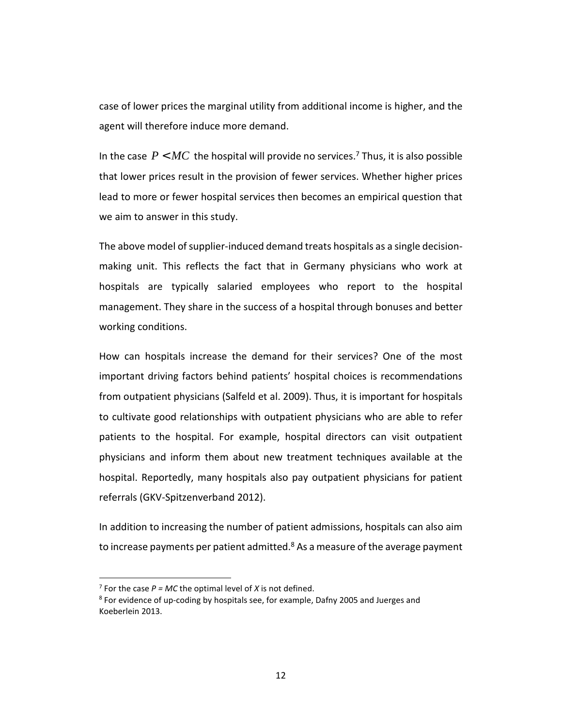case of lower prices the marginal utility from additional income is higher, and the agent will therefore induce more demand.

In the case $P < MC$ the hospital will provide no services.[7] Thus, it is also possible that lower prices result in the provision of fewer services. Whether higher prices lead to more or fewer hospital services then becomes an empirical question that we aim to answer in this study.

The above model of supplier-induced demand treats hospitals as a single decision-making unit. This reflects the fact that in Germany physicians who work at hospitals are typically salaried employees who report to the hospital management. They share in the success of a hospital through bonuses and better working conditions.

How can hospitals increase the demand for their services? One of the most important driving factors behind patients' hospital choices is recommendations from outpatient physicians (Salfeld et al. 2009). Thus, it is important for hospitals to cultivate good relationships with outpatient physicians who are able to refer patients to the hospital. For example, hospital directors can visit outpatient physicians and inform them about new treatment techniques available at the hospital. Reportedly, many hospitals also pay outpatient physicians for patient referrals (GKV-Spitzenverband 2012).

In addition to increasing the number of patient admissions, hospitals can also aim to increase payments per patient admitted.[8] As a measure of the average payment

---

[7] For the case $P = MC$ the optimal level of $X$ is not defined.

[8] For evidence of up-coding by hospitals see, for example, Dafny 2005 and Juerges and Koeberlein 2013.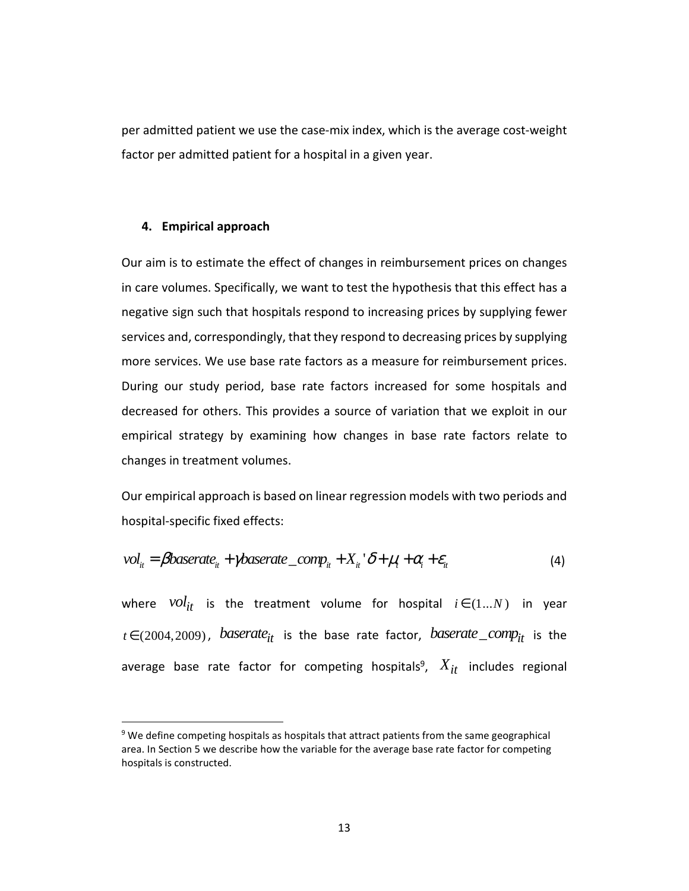per admitted patient we use the case-mix index, which is the average cost-weight factor per admitted patient for a hospital in a given year.

## 4. Empirical approach

Our aim is to estimate the effect of changes in reimbursement prices on changes in care volumes. Specifically, we want to test the hypothesis that this effect has a negative sign such that hospitals respond to increasing prices by supplying fewer services and, correspondingly, that they respond to decreasing prices by supplying more services. We use base rate factors as a measure for reimbursement prices. During our study period, base rate factors increased for some hospitals and decreased for others. This provides a source of variation that we exploit in our empirical strategy by examining how changes in base rate factors relate to changes in treatment volumes.

Our empirical approach is based on linear regression models with two periods and hospital-specific fixed effects:

$$vol_{it} = \beta baserate_{it} + \gamma baserate\_comp_{it} + X_{it}'\delta + \mu_t + \alpha_i + \varepsilon_{it} \quad (4)$$

where $vol_{it}$ is the treatment volume for hospital $i \in (1...N)$ in year $t \in (2004, 2009)$, $baserate_{it}$ is the base rate factor, $baserate\_comp_{it}$ is the average base rate factor for competing hospitals[9], $X_{it}$ includes regional

[9] We define competing hospitals as hospitals that attract patients from the same geographical area. In Section 5 we describe how the variable for the average base rate factor for competing hospitals is constructed.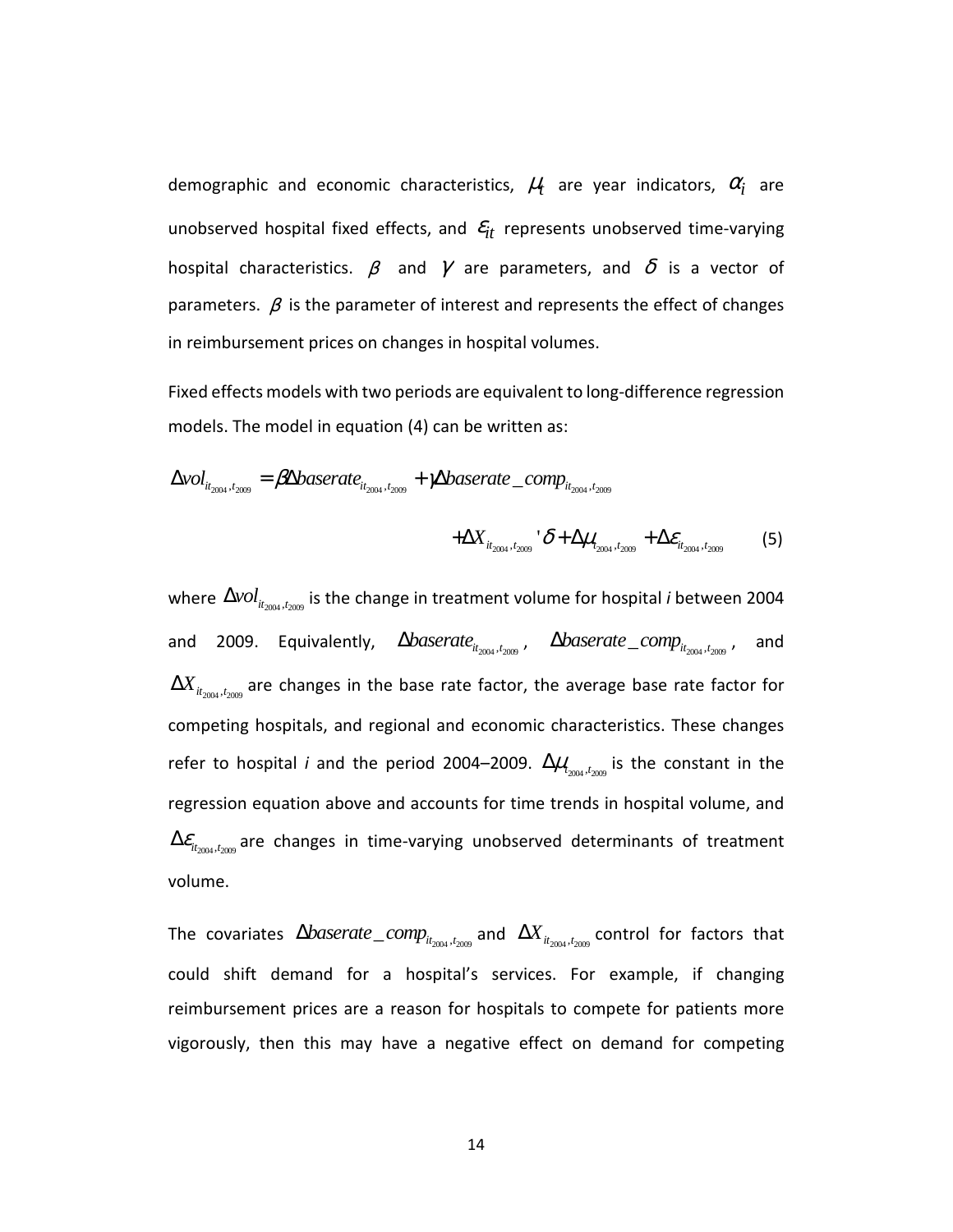demographic and economic characteristics, $\mu_t$ are year indicators, $\alpha_i$ are unobserved hospital fixed effects, and $\varepsilon_{it}$ represents unobserved time-varying hospital characteristics. $\beta$ and $\gamma$ are parameters, and $\delta$ is a vector of parameters. $\beta$ is the parameter of interest and represents the effect of changes in reimbursement prices on changes in hospital volumes.

Fixed effects models with two periods are equivalent to long-difference regression models. The model in equation (4) can be written as:

$$\Delta vol_{it_{2004},t_{2009}} = \beta \Delta baserate_{it_{2004},t_{2009}} + \gamma \Delta baserate\_comp_{it_{2004},t_{2009}}$$

$$+ \Delta X_{it_{2004},t_{2009}}{}' \delta + \Delta \mu_{t_{2004},t_{2009}} + \Delta \varepsilon_{it_{2004},t_{2009}} \qquad (5)$$

where $\Delta vol_{it_{2004},t_{2009}}$ is the change in treatment volume for hospital *i* between 2004 and 2009. Equivalently, $\Delta baserate_{it_{2004},t_{2009}}$, $\Delta baserate\_comp_{it_{2004},t_{2009}}$, and $\Delta X_{it_{2004},t_{2009}}$ are changes in the base rate factor, the average base rate factor for competing hospitals, and regional and economic characteristics. These changes refer to hospital *i* and the period 2004–2009. $\Delta \mu_{t_{2004},t_{2009}}$ is the constant in the regression equation above and accounts for time trends in hospital volume, and $\Delta \varepsilon_{it_{2004},t_{2009}}$ are changes in time-varying unobserved determinants of treatment volume.

The covariates $\Delta baserate\_comp_{it_{2004},t_{2009}}$ and $\Delta X_{it_{2004},t_{2009}}$ control for factors that could shift demand for a hospital's services. For example, if changing reimbursement prices are a reason for hospitals to compete for patients more vigorously, then this may have a negative effect on demand for competing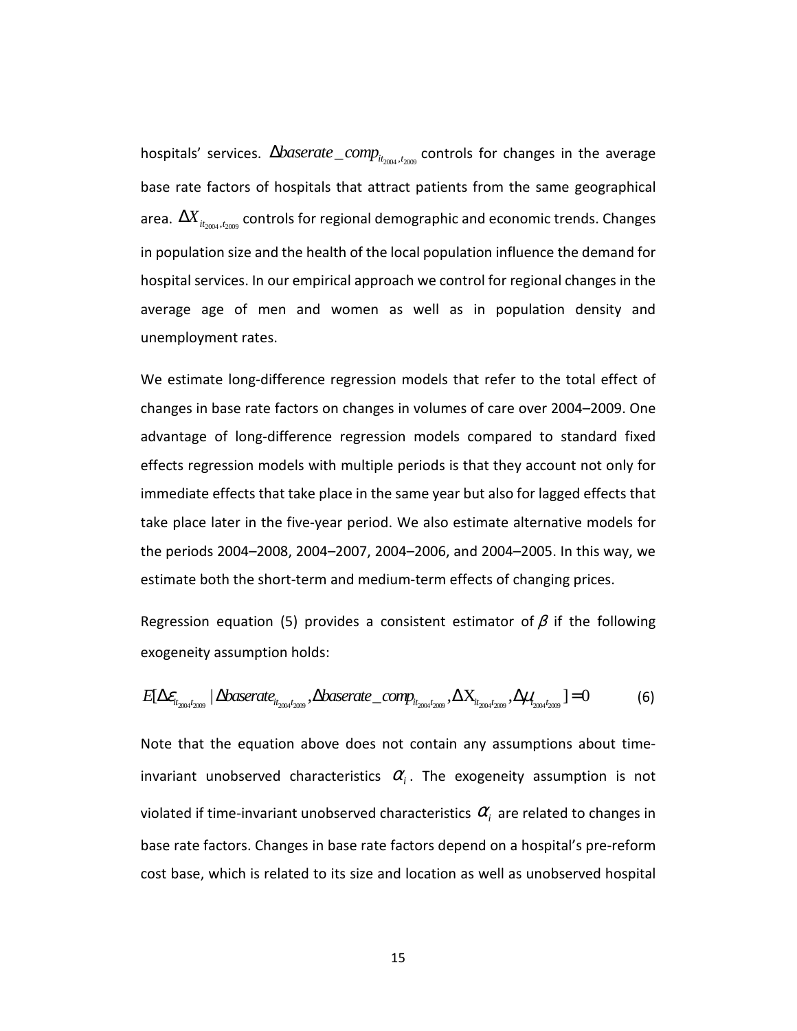hospitals' services. $\Delta baserate\_comp_{it_{2004},t_{2009}}$ controls for changes in the average base rate factors of hospitals that attract patients from the same geographical area. $\Delta X_{it_{2004},t_{2009}}$ controls for regional demographic and economic trends. Changes in population size and the health of the local population influence the demand for hospital services. In our empirical approach we control for regional changes in the average age of men and women as well as in population density and unemployment rates.

We estimate long-difference regression models that refer to the total effect of changes in base rate factors on changes in volumes of care over 2004–2009. One advantage of long-difference regression models compared to standard fixed effects regression models with multiple periods is that they account not only for immediate effects that take place in the same year but also for lagged effects that take place later in the five-year period. We also estimate alternative models for the periods 2004–2008, 2004–2007, 2004–2006, and 2004–2005. In this way, we estimate both the short-term and medium-term effects of changing prices.

Regression equation (5) provides a consistent estimator of $\beta$ if the following exogeneity assumption holds:

$$E[\Delta\varepsilon_{it_{2004}t_{2009}} \mid \Delta baserate_{it_{2004}t_{2009}}, \Delta baserate\_comp_{it_{2004}t_{2009}}, \Delta X_{it_{2004}t_{2009}}, \Delta\mu_{t_{2004}t_{2009}}] = 0 \qquad (6)$$

Note that the equation above does not contain any assumptions about time-invariant unobserved characteristics $\alpha_i$. The exogeneity assumption is not violated if time-invariant unobserved characteristics $\alpha_i$ are related to changes in base rate factors. Changes in base rate factors depend on a hospital's pre-reform cost base, which is related to its size and location as well as unobserved hospital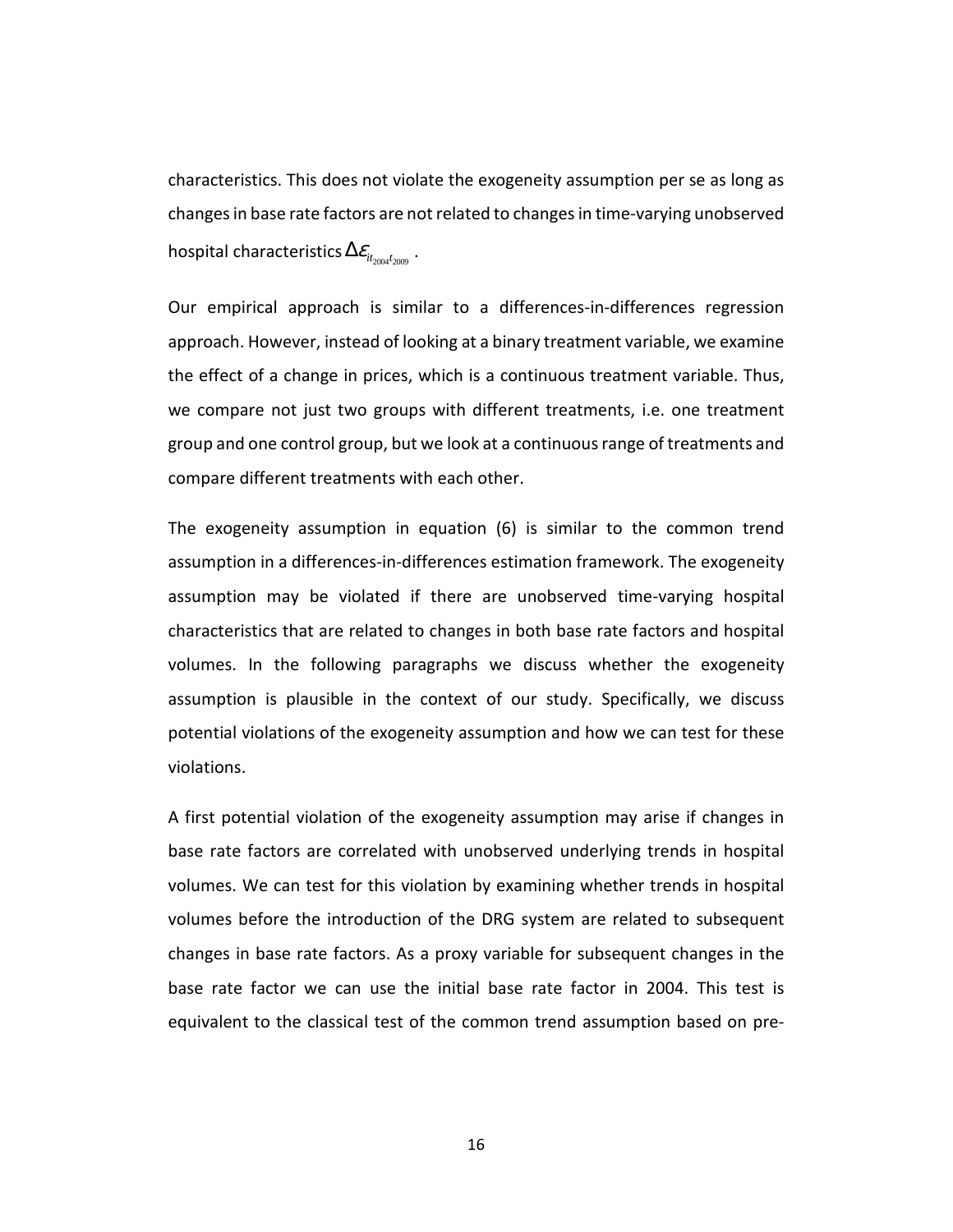characteristics. This does not violate the exogeneity assumption per se as long as changes in base rate factors are not related to changes in time-varying unobserved hospital characteristics $\Delta\varepsilon_{it_{2004}t_{2009}}$ .

Our empirical approach is similar to a differences-in-differences regression approach. However, instead of looking at a binary treatment variable, we examine the effect of a change in prices, which is a continuous treatment variable. Thus, we compare not just two groups with different treatments, i.e. one treatment group and one control group, but we look at a continuous range of treatments and compare different treatments with each other.

The exogeneity assumption in equation (6) is similar to the common trend assumption in a differences-in-differences estimation framework. The exogeneity assumption may be violated if there are unobserved time-varying hospital characteristics that are related to changes in both base rate factors and hospital volumes. In the following paragraphs we discuss whether the exogeneity assumption is plausible in the context of our study. Specifically, we discuss potential violations of the exogeneity assumption and how we can test for these violations.

A first potential violation of the exogeneity assumption may arise if changes in base rate factors are correlated with unobserved underlying trends in hospital volumes. We can test for this violation by examining whether trends in hospital volumes before the introduction of the DRG system are related to subsequent changes in base rate factors. As a proxy variable for subsequent changes in the base rate factor we can use the initial base rate factor in 2004. This test is equivalent to the classical test of the common trend assumption based on pre-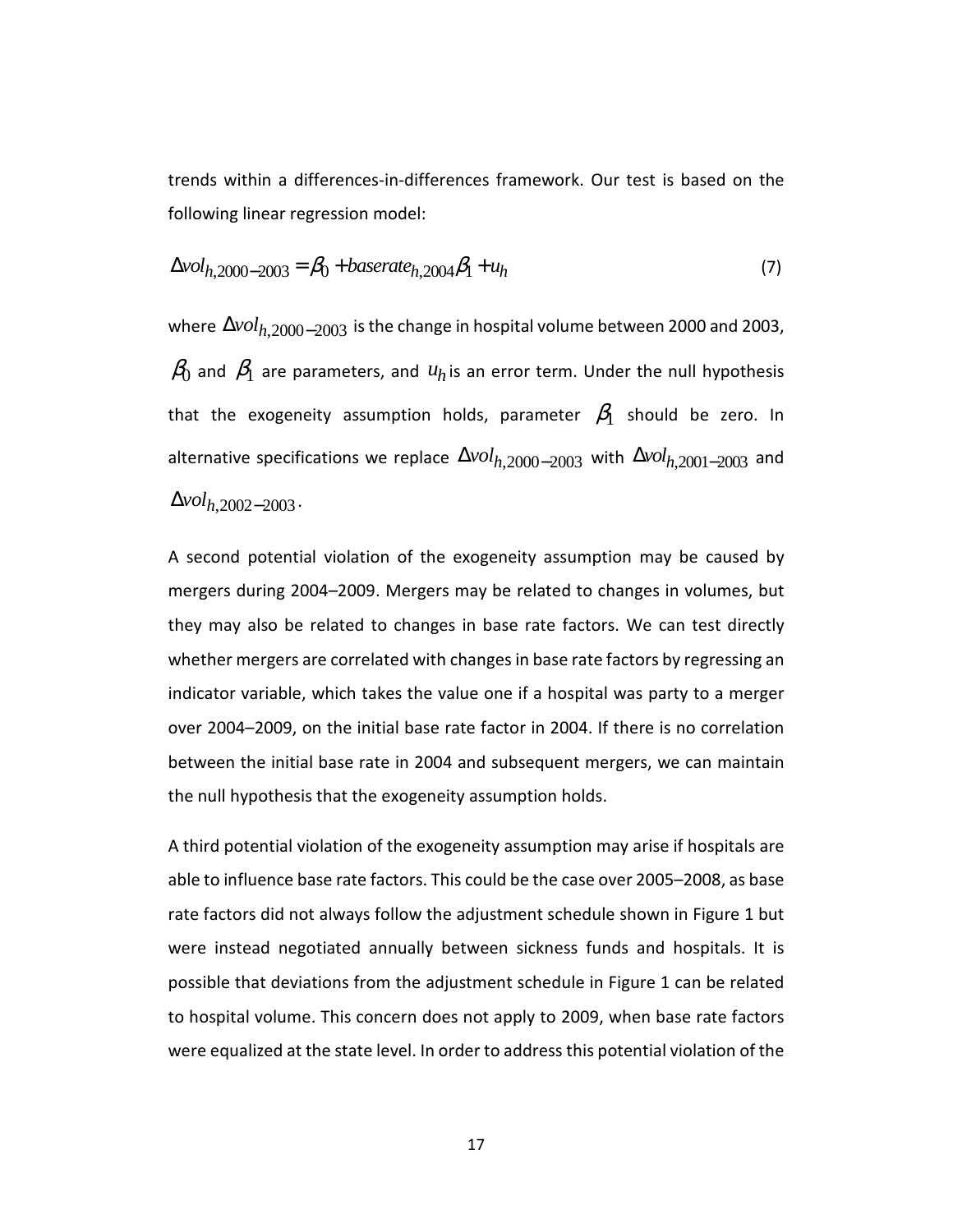trends within a differences-in-differences framework. Our test is based on the following linear regression model:

$$\Delta vol_{h,2000-2003} = \beta_0 + baserate_{h,2004}\beta_1 + u_h \tag{7}$$

where $\Delta vol_{h,2000-2003}$ is the change in hospital volume between 2000 and 2003, $\beta_0$ and $\beta_1$ are parameters, and $u_h$ is an error term. Under the null hypothesis that the exogeneity assumption holds, parameter $\beta_1$ should be zero. In alternative specifications we replace $\Delta vol_{h,2000-2003}$ with $\Delta vol_{h,2001-2003}$ and $\Delta vol_{h,2002-2003}$.

A second potential violation of the exogeneity assumption may be caused by mergers during 2004–2009. Mergers may be related to changes in volumes, but they may also be related to changes in base rate factors. We can test directly whether mergers are correlated with changes in base rate factors by regressing an indicator variable, which takes the value one if a hospital was party to a merger over 2004–2009, on the initial base rate factor in 2004. If there is no correlation between the initial base rate in 2004 and subsequent mergers, we can maintain the null hypothesis that the exogeneity assumption holds.

A third potential violation of the exogeneity assumption may arise if hospitals are able to influence base rate factors. This could be the case over 2005–2008, as base rate factors did not always follow the adjustment schedule shown in Figure 1 but were instead negotiated annually between sickness funds and hospitals. It is possible that deviations from the adjustment schedule in Figure 1 can be related to hospital volume. This concern does not apply to 2009, when base rate factors were equalized at the state level. In order to address this potential violation of the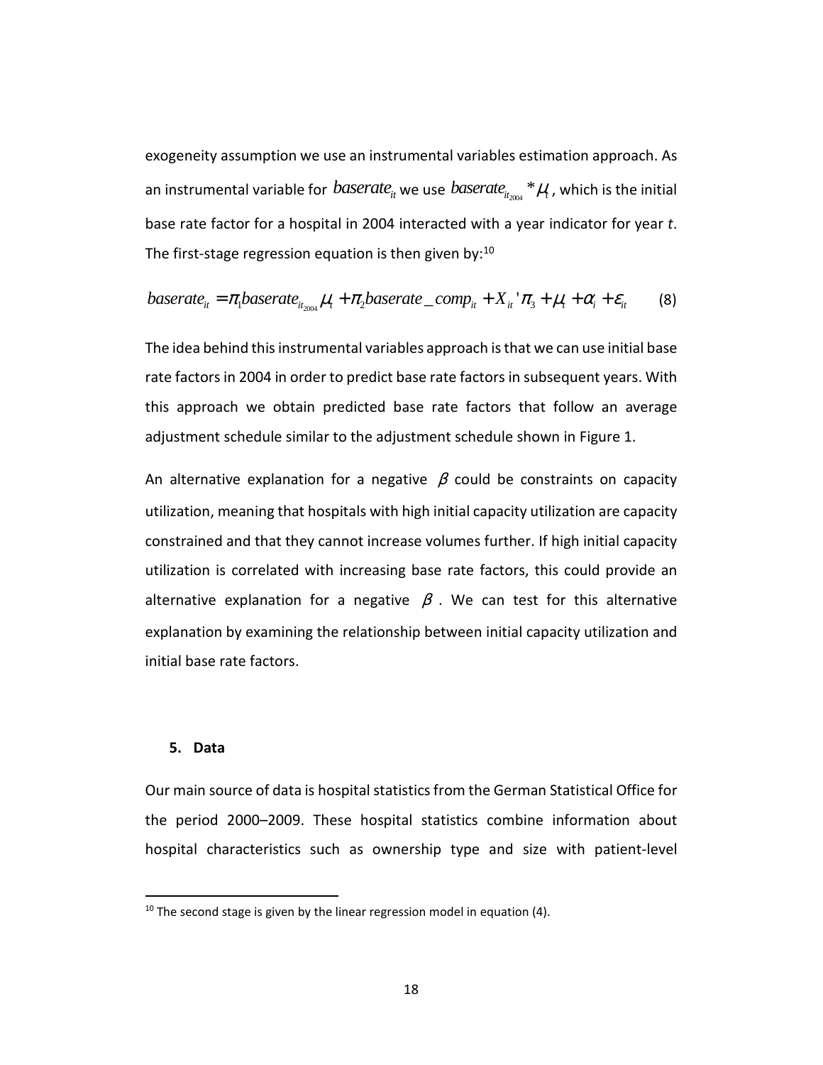exogeneity assumption we use an instrumental variables estimation approach. As an instrumental variable for $baserate_{it}$ we use $baserate_{it_{2004}} * \mu_t$, which is the initial base rate factor for a hospital in 2004 interacted with a year indicator for year *t*. The first-stage regression equation is then given by:[10]

$$baserate_{it} = \pi_1 baserate_{it_{2004}} \mu_t + \pi_2 baserate\_comp_{it} + X_{it}'\pi_3 + \mu_t + \alpha_i + \varepsilon_{it} \qquad (8)$$

The idea behind this instrumental variables approach is that we can use initial base rate factors in 2004 in order to predict base rate factors in subsequent years. With this approach we obtain predicted base rate factors that follow an average adjustment schedule similar to the adjustment schedule shown in Figure 1.

An alternative explanation for a negative $\beta$ could be constraints on capacity utilization, meaning that hospitals with high initial capacity utilization are capacity constrained and that they cannot increase volumes further. If high initial capacity utilization is correlated with increasing base rate factors, this could provide an alternative explanation for a negative $\beta$. We can test for this alternative explanation by examining the relationship between initial capacity utilization and initial base rate factors.

## 5. Data

Our main source of data is hospital statistics from the German Statistical Office for the period 2000–2009. These hospital statistics combine information about hospital characteristics such as ownership type and size with patient-level

[10] The second stage is given by the linear regression model in equation (4).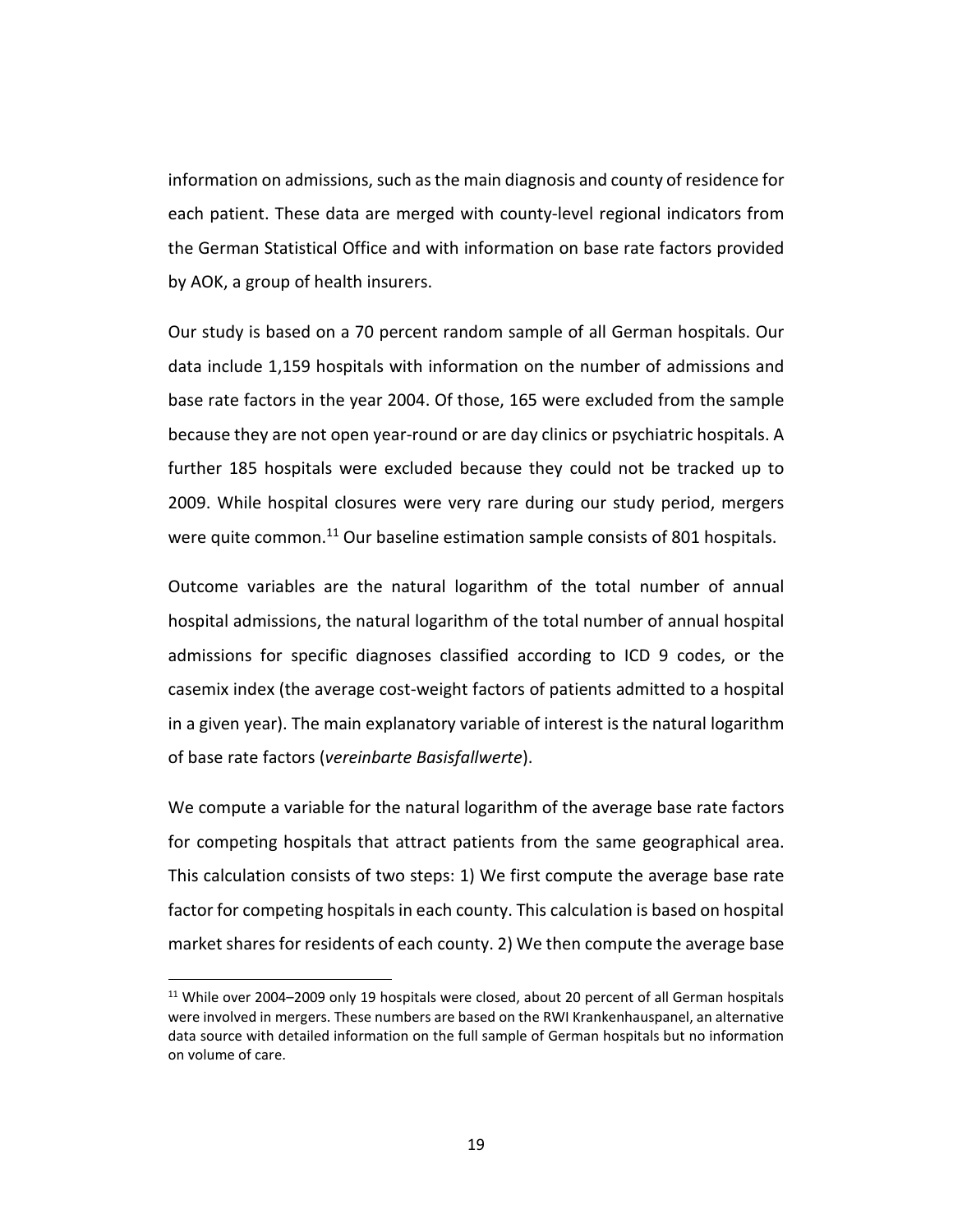information on admissions, such as the main diagnosis and county of residence for each patient. These data are merged with county-level regional indicators from the German Statistical Office and with information on base rate factors provided by AOK, a group of health insurers.

Our study is based on a 70 percent random sample of all German hospitals. Our data include 1,159 hospitals with information on the number of admissions and base rate factors in the year 2004. Of those, 165 were excluded from the sample because they are not open year-round or are day clinics or psychiatric hospitals. A further 185 hospitals were excluded because they could not be tracked up to 2009. While hospital closures were very rare during our study period, mergers were quite common.[11] Our baseline estimation sample consists of 801 hospitals.

Outcome variables are the natural logarithm of the total number of annual hospital admissions, the natural logarithm of the total number of annual hospital admissions for specific diagnoses classified according to ICD 9 codes, or the casemix index (the average cost-weight factors of patients admitted to a hospital in a given year). The main explanatory variable of interest is the natural logarithm of base rate factors (*vereinbarte Basisfallwerte*).

We compute a variable for the natural logarithm of the average base rate factors for competing hospitals that attract patients from the same geographical area. This calculation consists of two steps: 1) We first compute the average base rate factor for competing hospitals in each county. This calculation is based on hospital market shares for residents of each county. 2) We then compute the average base

[11] While over 2004–2009 only 19 hospitals were closed, about 20 percent of all German hospitals were involved in mergers. These numbers are based on the RWI Krankenhauspanel, an alternative data source with detailed information on the full sample of German hospitals but no information on volume of care.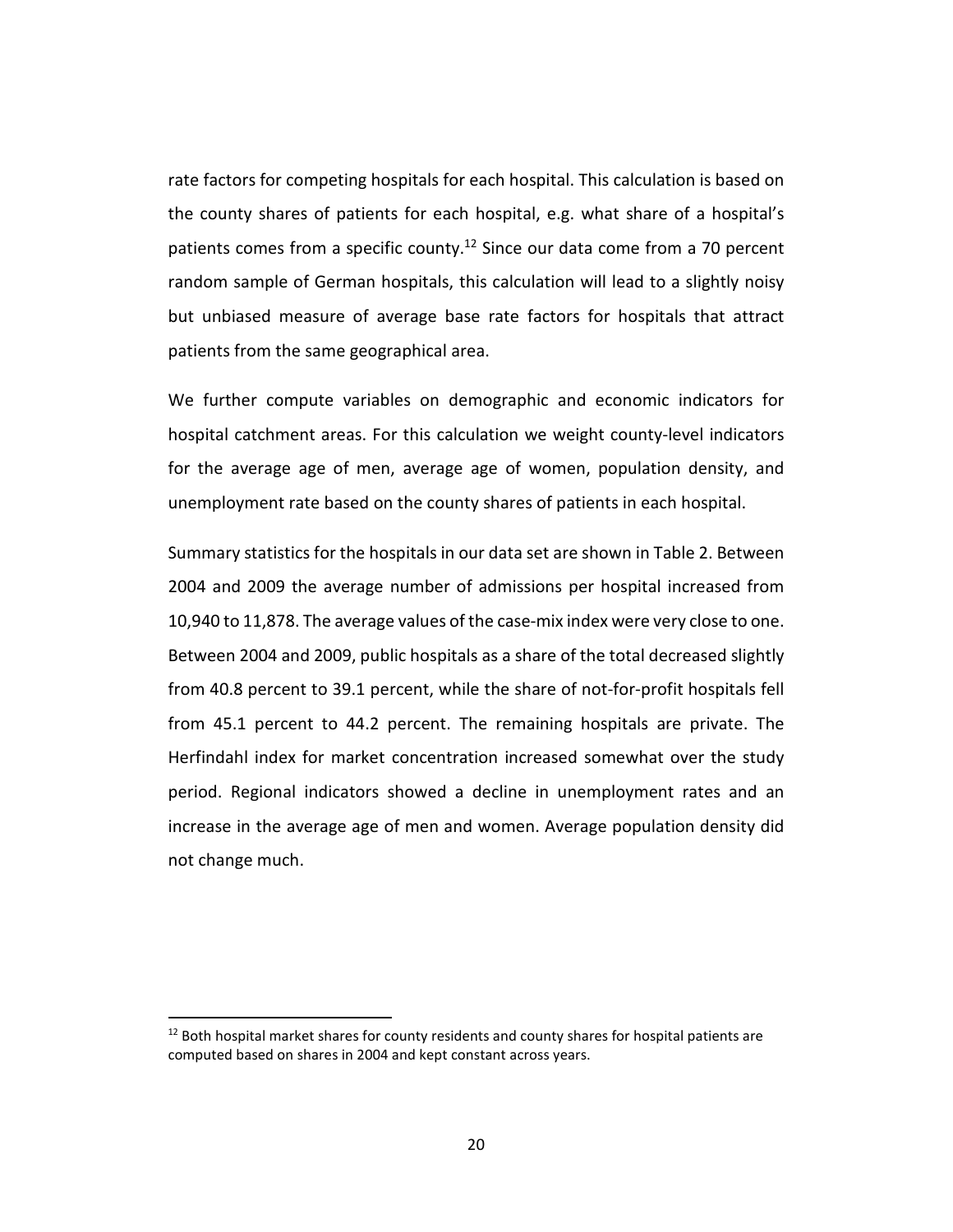rate factors for competing hospitals for each hospital. This calculation is based on the county shares of patients for each hospital, e.g. what share of a hospital's patients comes from a specific county.[12] Since our data come from a 70 percent random sample of German hospitals, this calculation will lead to a slightly noisy but unbiased measure of average base rate factors for hospitals that attract patients from the same geographical area.

We further compute variables on demographic and economic indicators for hospital catchment areas. For this calculation we weight county-level indicators for the average age of men, average age of women, population density, and unemployment rate based on the county shares of patients in each hospital.

Summary statistics for the hospitals in our data set are shown in Table 2. Between 2004 and 2009 the average number of admissions per hospital increased from 10,940 to 11,878. The average values of the case-mix index were very close to one. Between 2004 and 2009, public hospitals as a share of the total decreased slightly from 40.8 percent to 39.1 percent, while the share of not-for-profit hospitals fell from 45.1 percent to 44.2 percent. The remaining hospitals are private. The Herfindahl index for market concentration increased somewhat over the study period. Regional indicators showed a decline in unemployment rates and an increase in the average age of men and women. Average population density did not change much.

[12] Both hospital market shares for county residents and county shares for hospital patients are computed based on shares in 2004 and kept constant across years.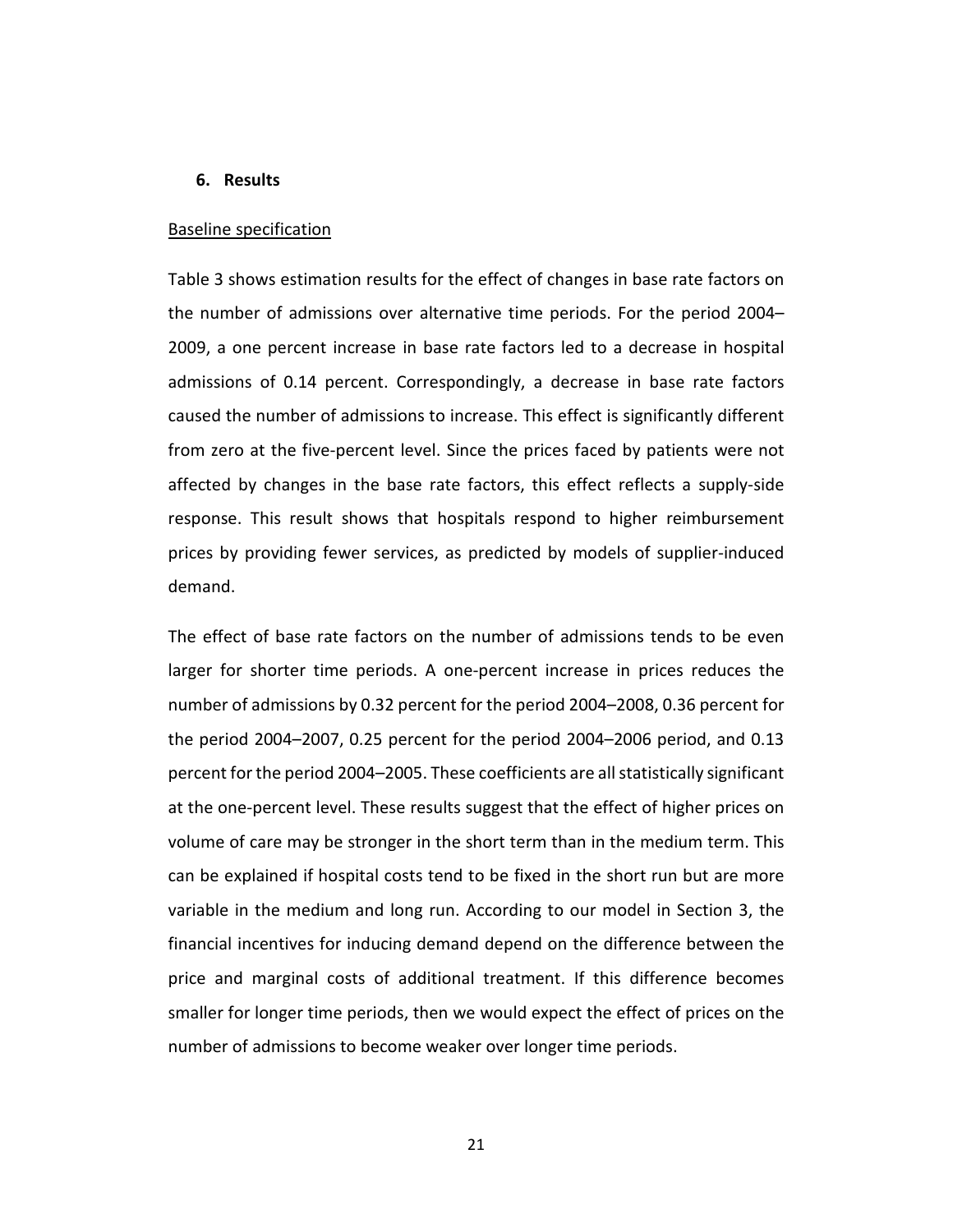## 6. Results

Baseline specification

Table 3 shows estimation results for the effect of changes in base rate factors on the number of admissions over alternative time periods. For the period 2004–2009, a one percent increase in base rate factors led to a decrease in hospital admissions of 0.14 percent. Correspondingly, a decrease in base rate factors caused the number of admissions to increase. This effect is significantly different from zero at the five-percent level. Since the prices faced by patients were not affected by changes in the base rate factors, this effect reflects a supply-side response. This result shows that hospitals respond to higher reimbursement prices by providing fewer services, as predicted by models of supplier-induced demand.

The effect of base rate factors on the number of admissions tends to be even larger for shorter time periods. A one-percent increase in prices reduces the number of admissions by 0.32 percent for the period 2004–2008, 0.36 percent for the period 2004–2007, 0.25 percent for the period 2004–2006 period, and 0.13 percent for the period 2004–2005. These coefficients are all statistically significant at the one-percent level. These results suggest that the effect of higher prices on volume of care may be stronger in the short term than in the medium term. This can be explained if hospital costs tend to be fixed in the short run but are more variable in the medium and long run. According to our model in Section 3, the financial incentives for inducing demand depend on the difference between the price and marginal costs of additional treatment. If this difference becomes smaller for longer time periods, then we would expect the effect of prices on the number of admissions to become weaker over longer time periods.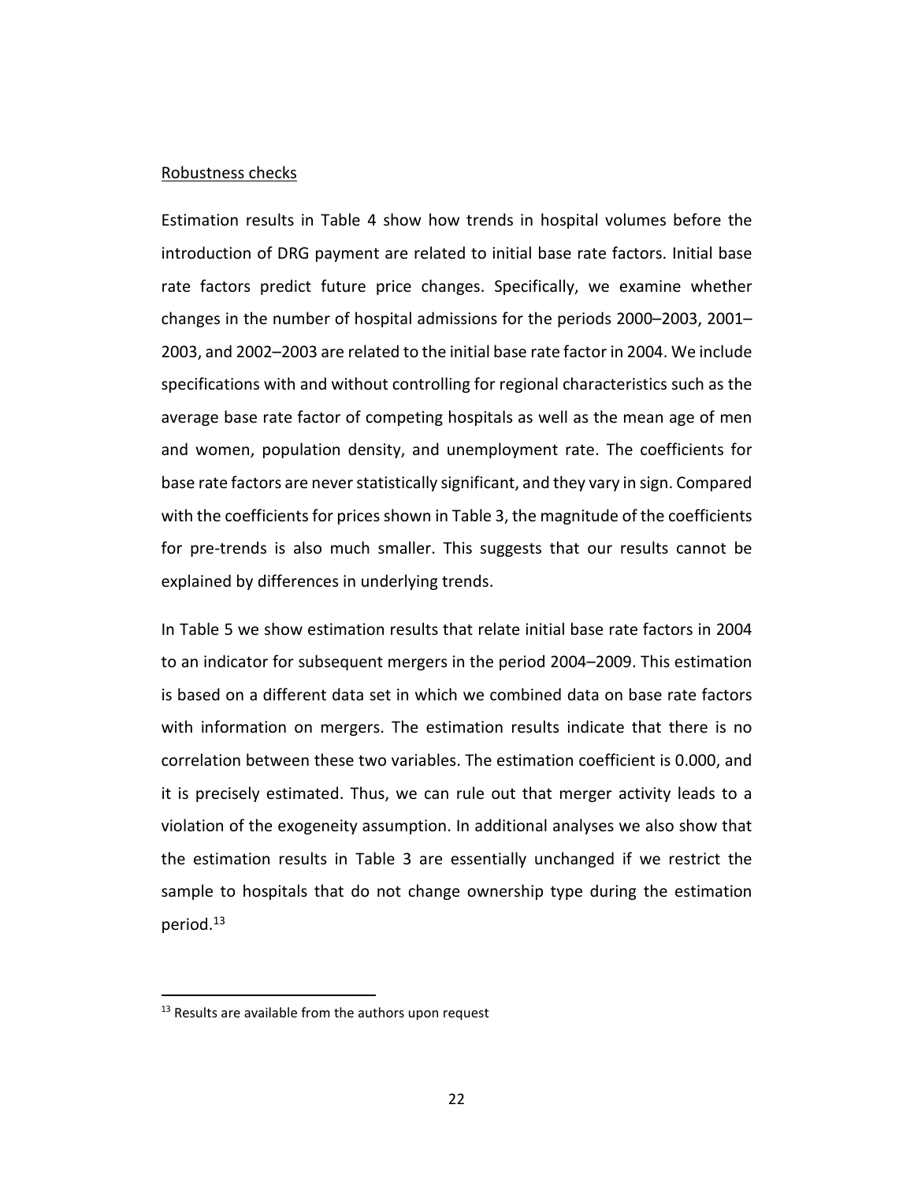Robustness checks

Estimation results in Table 4 show how trends in hospital volumes before the introduction of DRG payment are related to initial base rate factors. Initial base rate factors predict future price changes. Specifically, we examine whether changes in the number of hospital admissions for the periods 2000–2003, 2001–2003, and 2002–2003 are related to the initial base rate factor in 2004. We include specifications with and without controlling for regional characteristics such as the average base rate factor of competing hospitals as well as the mean age of men and women, population density, and unemployment rate. The coefficients for base rate factors are never statistically significant, and they vary in sign. Compared with the coefficients for prices shown in Table 3, the magnitude of the coefficients for pre-trends is also much smaller. This suggests that our results cannot be explained by differences in underlying trends.

In Table 5 we show estimation results that relate initial base rate factors in 2004 to an indicator for subsequent mergers in the period 2004–2009. This estimation is based on a different data set in which we combined data on base rate factors with information on mergers. The estimation results indicate that there is no correlation between these two variables. The estimation coefficient is 0.000, and it is precisely estimated. Thus, we can rule out that merger activity leads to a violation of the exogeneity assumption. In additional analyses we also show that the estimation results in Table 3 are essentially unchanged if we restrict the sample to hospitals that do not change ownership type during the estimation period.[13]

[13] Results are available from the authors upon request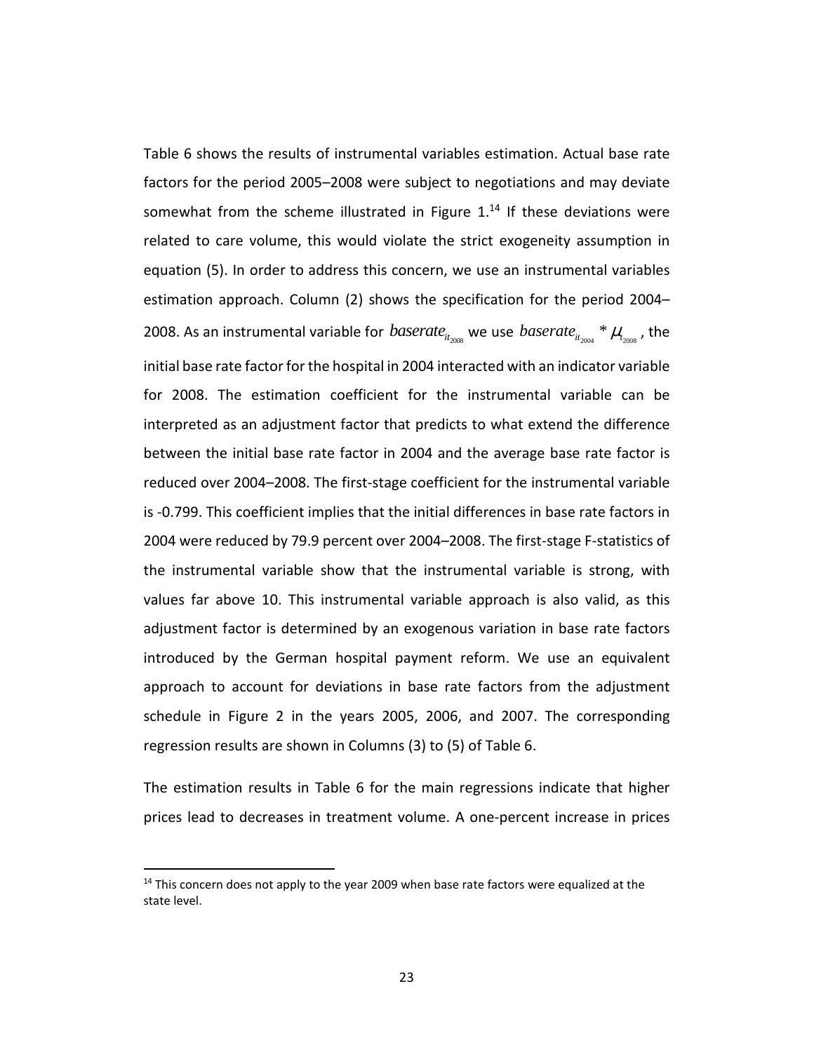Table 6 shows the results of instrumental variables estimation. Actual base rate factors for the period 2005–2008 were subject to negotiations and may deviate somewhat from the scheme illustrated in Figure 1.[14] If these deviations were related to care volume, this would violate the strict exogeneity assumption in equation (5). In order to address this concern, we use an instrumental variables estimation approach. Column (2) shows the specification for the period 2004–2008. As an instrumental variable for $baserate_{it_{2008}}$ we use $baserate_{it_{2004}} * \mu_{t_{2008}}$, the initial base rate factor for the hospital in 2004 interacted with an indicator variable for 2008. The estimation coefficient for the instrumental variable can be interpreted as an adjustment factor that predicts to what extend the difference between the initial base rate factor in 2004 and the average base rate factor is reduced over 2004–2008. The first-stage coefficient for the instrumental variable is -0.799. This coefficient implies that the initial differences in base rate factors in 2004 were reduced by 79.9 percent over 2004–2008. The first-stage F-statistics of the instrumental variable show that the instrumental variable is strong, with values far above 10. This instrumental variable approach is also valid, as this adjustment factor is determined by an exogenous variation in base rate factors introduced by the German hospital payment reform. We use an equivalent approach to account for deviations in base rate factors from the adjustment schedule in Figure 2 in the years 2005, 2006, and 2007. The corresponding regression results are shown in Columns (3) to (5) of Table 6.

The estimation results in Table 6 for the main regressions indicate that higher prices lead to decreases in treatment volume. A one-percent increase in prices

[14] This concern does not apply to the year 2009 when base rate factors were equalized at the state level.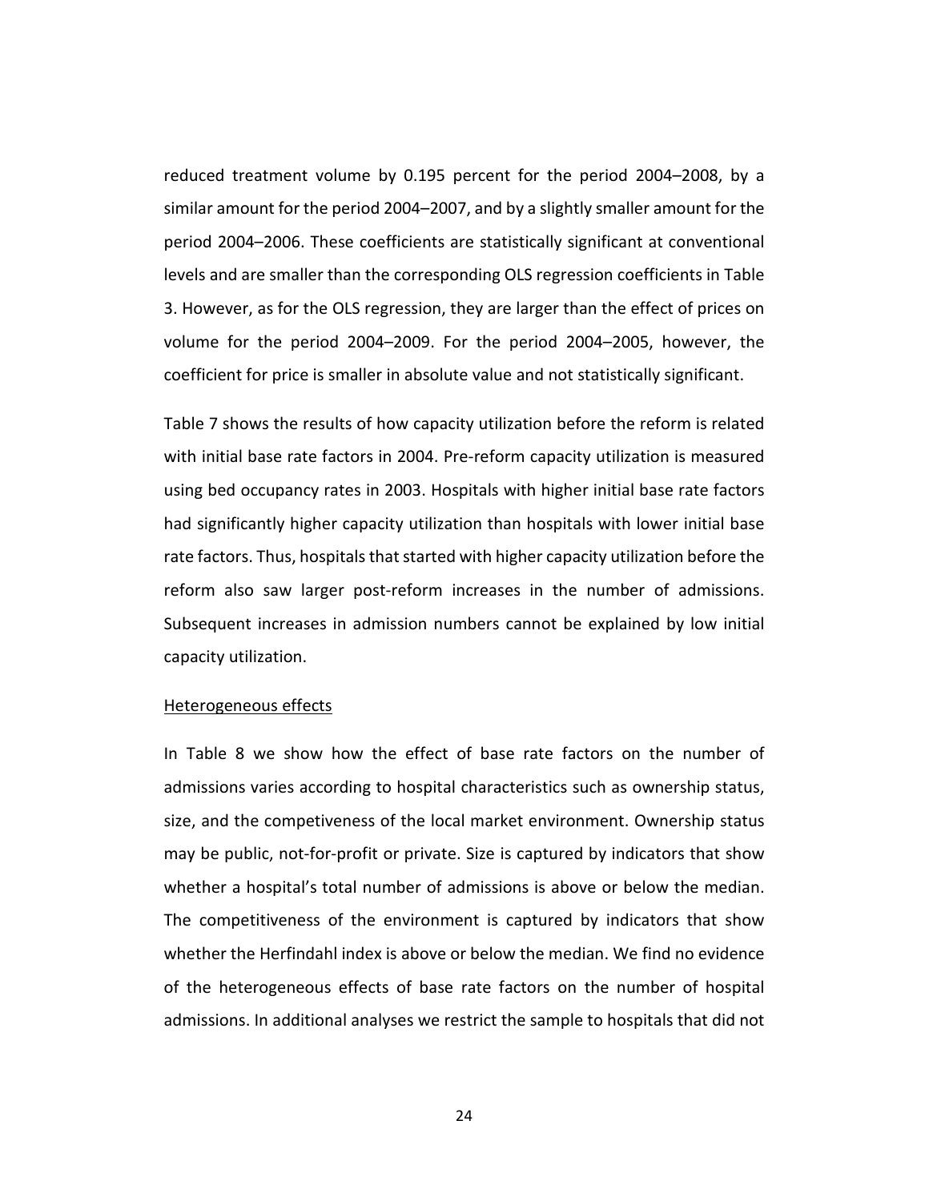reduced treatment volume by 0.195 percent for the period 2004–2008, by a similar amount for the period 2004–2007, and by a slightly smaller amount for the period 2004–2006. These coefficients are statistically significant at conventional levels and are smaller than the corresponding OLS regression coefficients in Table 3. However, as for the OLS regression, they are larger than the effect of prices on volume for the period 2004–2009. For the period 2004–2005, however, the coefficient for price is smaller in absolute value and not statistically significant.

Table 7 shows the results of how capacity utilization before the reform is related with initial base rate factors in 2004. Pre-reform capacity utilization is measured using bed occupancy rates in 2003. Hospitals with higher initial base rate factors had significantly higher capacity utilization than hospitals with lower initial base rate factors. Thus, hospitals that started with higher capacity utilization before the reform also saw larger post-reform increases in the number of admissions. Subsequent increases in admission numbers cannot be explained by low initial capacity utilization.

<u>Heterogeneous effects</u>

In Table 8 we show how the effect of base rate factors on the number of admissions varies according to hospital characteristics such as ownership status, size, and the competiveness of the local market environment. Ownership status may be public, not-for-profit or private. Size is captured by indicators that show whether a hospital's total number of admissions is above or below the median. The competitiveness of the environment is captured by indicators that show whether the Herfindahl index is above or below the median. We find no evidence of the heterogeneous effects of base rate factors on the number of hospital admissions. In additional analyses we restrict the sample to hospitals that did not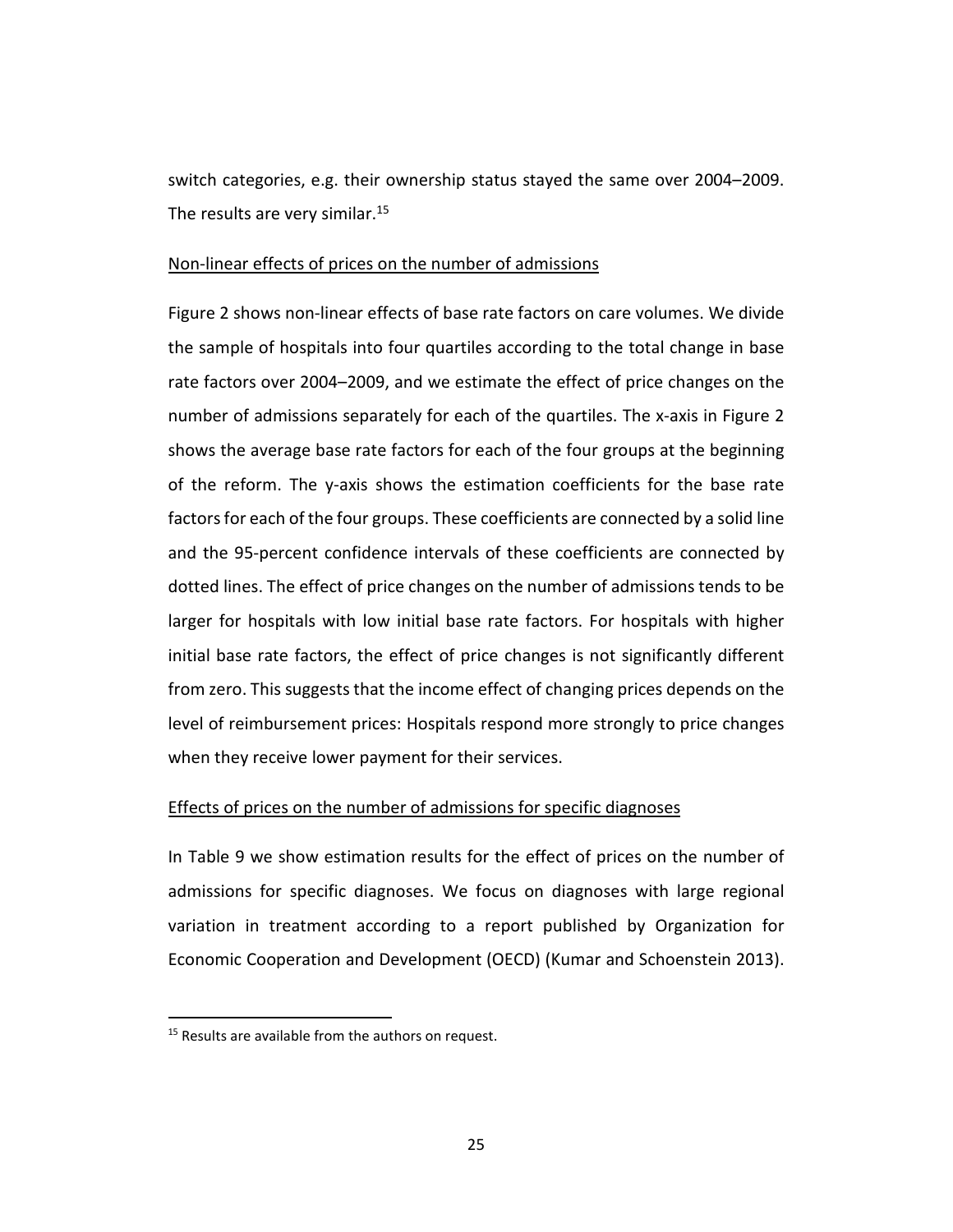switch categories, e.g. their ownership status stayed the same over 2004–2009. The results are very similar.[15]

Non-linear effects of prices on the number of admissions

Figure 2 shows non-linear effects of base rate factors on care volumes. We divide the sample of hospitals into four quartiles according to the total change in base rate factors over 2004–2009, and we estimate the effect of price changes on the number of admissions separately for each of the quartiles. The x-axis in Figure 2 shows the average base rate factors for each of the four groups at the beginning of the reform. The y-axis shows the estimation coefficients for the base rate factors for each of the four groups. These coefficients are connected by a solid line and the 95-percent confidence intervals of these coefficients are connected by dotted lines. The effect of price changes on the number of admissions tends to be larger for hospitals with low initial base rate factors. For hospitals with higher initial base rate factors, the effect of price changes is not significantly different from zero. This suggests that the income effect of changing prices depends on the level of reimbursement prices: Hospitals respond more strongly to price changes when they receive lower payment for their services.

Effects of prices on the number of admissions for specific diagnoses

In Table 9 we show estimation results for the effect of prices on the number of admissions for specific diagnoses. We focus on diagnoses with large regional variation in treatment according to a report published by Organization for Economic Cooperation and Development (OECD) (Kumar and Schoenstein 2013).

[15] Results are available from the authors on request.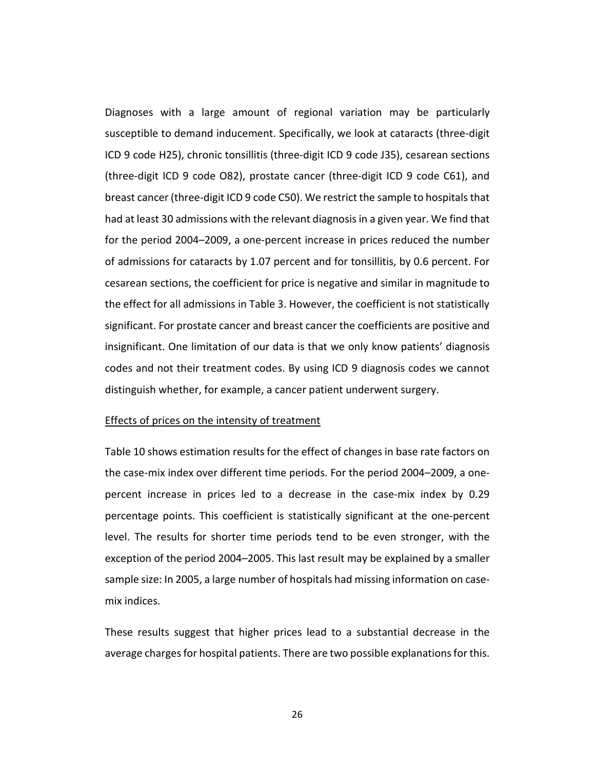Diagnoses with a large amount of regional variation may be particularly susceptible to demand inducement. Specifically, we look at cataracts (three-digit ICD 9 code H25), chronic tonsillitis (three-digit ICD 9 code J35), cesarean sections (three-digit ICD 9 code O82), prostate cancer (three-digit ICD 9 code C61), and breast cancer (three-digit ICD 9 code C50). We restrict the sample to hospitals that had at least 30 admissions with the relevant diagnosis in a given year. We find that for the period 2004–2009, a one-percent increase in prices reduced the number of admissions for cataracts by 1.07 percent and for tonsillitis, by 0.6 percent. For cesarean sections, the coefficient for price is negative and similar in magnitude to the effect for all admissions in Table 3. However, the coefficient is not statistically significant. For prostate cancer and breast cancer the coefficients are positive and insignificant. One limitation of our data is that we only know patients' diagnosis codes and not their treatment codes. By using ICD 9 diagnosis codes we cannot distinguish whether, for example, a cancer patient underwent surgery.

<u>Effects of prices on the intensity of treatment</u>

Table 10 shows estimation results for the effect of changes in base rate factors on the case-mix index over different time periods. For the period 2004–2009, a one-percent increase in prices led to a decrease in the case-mix index by 0.29 percentage points. This coefficient is statistically significant at the one-percent level. The results for shorter time periods tend to be even stronger, with the exception of the period 2004–2005. This last result may be explained by a smaller sample size: In 2005, a large number of hospitals had missing information on case-mix indices.

These results suggest that higher prices lead to a substantial decrease in the average charges for hospital patients. There are two possible explanations for this.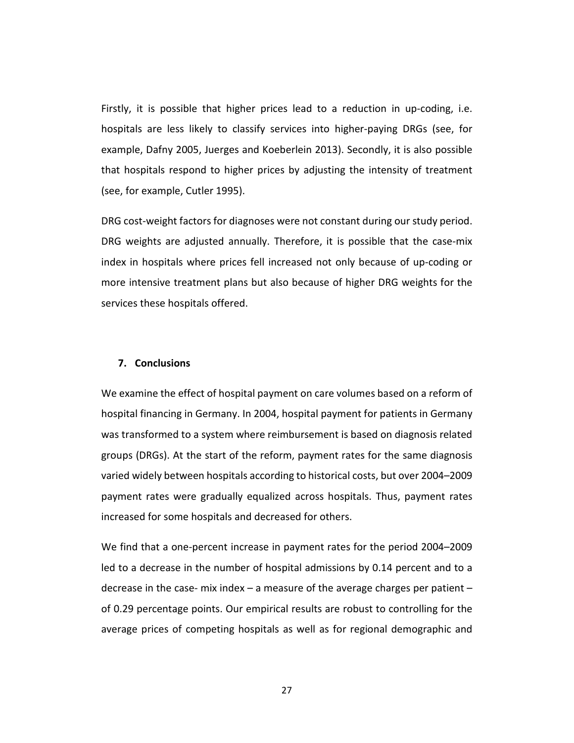Firstly, it is possible that higher prices lead to a reduction in up-coding, i.e. hospitals are less likely to classify services into higher-paying DRGs (see, for example, Dafny 2005, Juerges and Koeberlein 2013). Secondly, it is also possible that hospitals respond to higher prices by adjusting the intensity of treatment (see, for example, Cutler 1995).

DRG cost-weight factors for diagnoses were not constant during our study period. DRG weights are adjusted annually. Therefore, it is possible that the case-mix index in hospitals where prices fell increased not only because of up-coding or more intensive treatment plans but also because of higher DRG weights for the services these hospitals offered.

## 7. Conclusions

We examine the effect of hospital payment on care volumes based on a reform of hospital financing in Germany. In 2004, hospital payment for patients in Germany was transformed to a system where reimbursement is based on diagnosis related groups (DRGs). At the start of the reform, payment rates for the same diagnosis varied widely between hospitals according to historical costs, but over 2004–2009 payment rates were gradually equalized across hospitals. Thus, payment rates increased for some hospitals and decreased for others.

We find that a one-percent increase in payment rates for the period 2004–2009 led to a decrease in the number of hospital admissions by 0.14 percent and to a decrease in the case- mix index – a measure of the average charges per patient – of 0.29 percentage points. Our empirical results are robust to controlling for the average prices of competing hospitals as well as for regional demographic and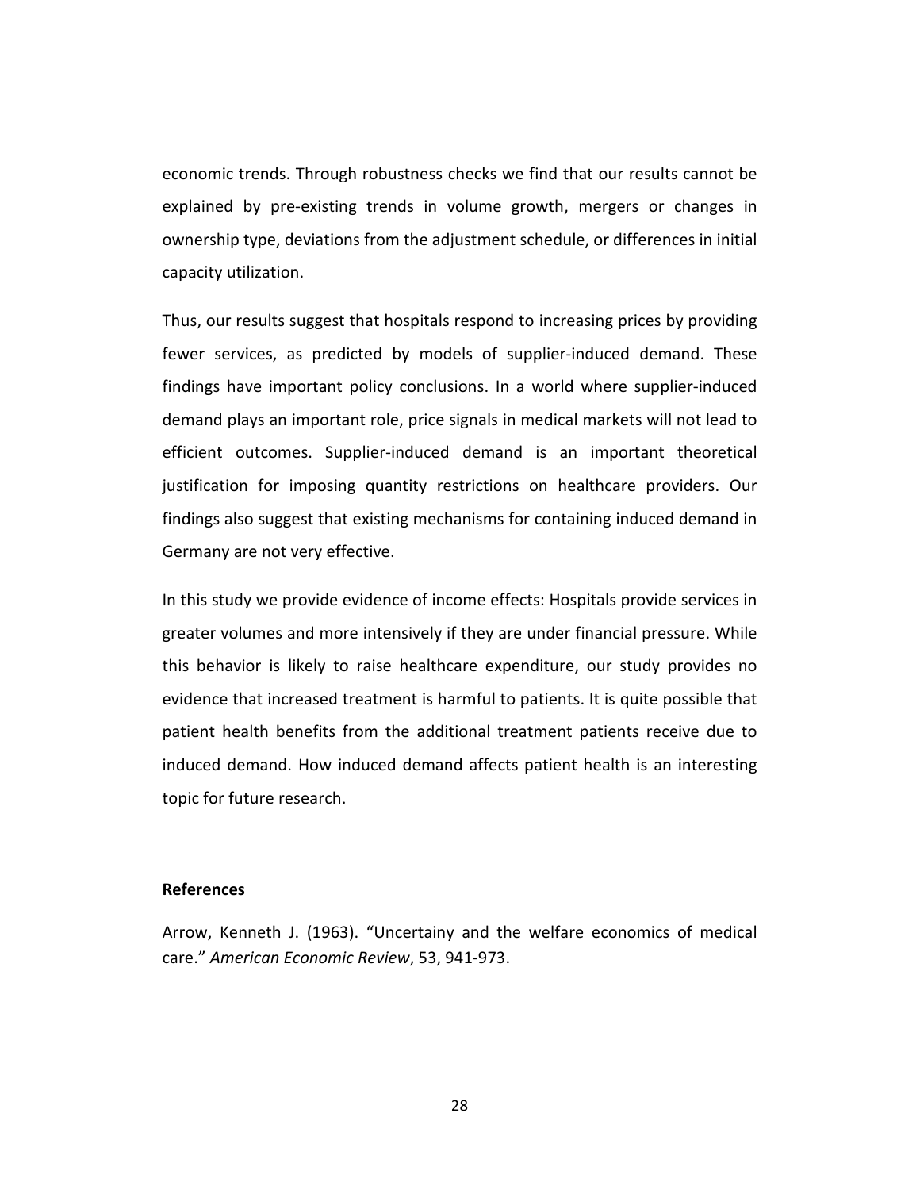economic trends. Through robustness checks we find that our results cannot be explained by pre-existing trends in volume growth, mergers or changes in ownership type, deviations from the adjustment schedule, or differences in initial capacity utilization.

Thus, our results suggest that hospitals respond to increasing prices by providing fewer services, as predicted by models of supplier-induced demand. These findings have important policy conclusions. In a world where supplier-induced demand plays an important role, price signals in medical markets will not lead to efficient outcomes. Supplier-induced demand is an important theoretical justification for imposing quantity restrictions on healthcare providers. Our findings also suggest that existing mechanisms for containing induced demand in Germany are not very effective.

In this study we provide evidence of income effects: Hospitals provide services in greater volumes and more intensively if they are under financial pressure. While this behavior is likely to raise healthcare expenditure, our study provides no evidence that increased treatment is harmful to patients. It is quite possible that patient health benefits from the additional treatment patients receive due to induced demand. How induced demand affects patient health is an interesting topic for future research.

**References**

Arrow, Kenneth J. (1963). "Uncertainy and the welfare economics of medical care." *American Economic Review*, 53, 941-973.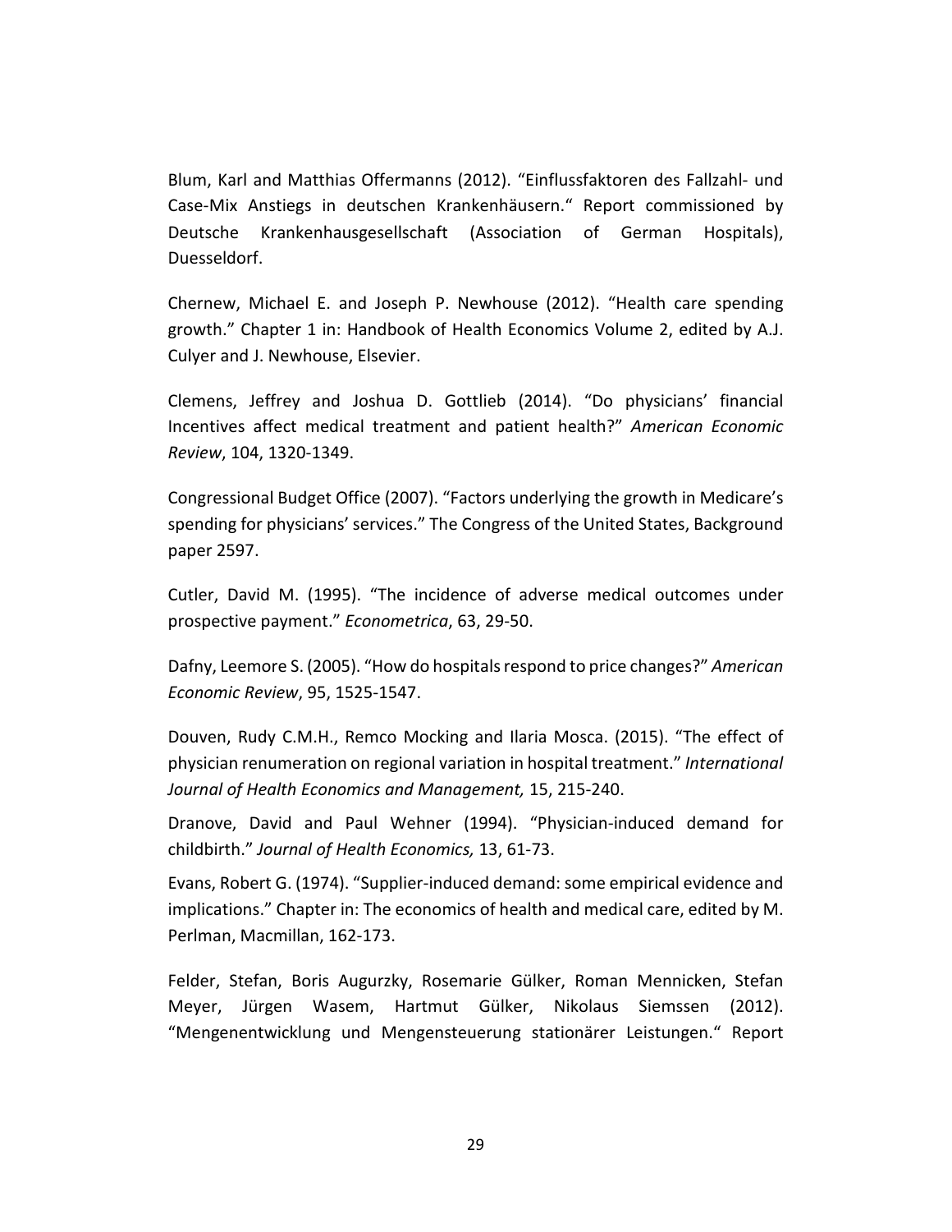Blum, Karl and Matthias Offermanns (2012). "Einflussfaktoren des Fallzahl- und Case-Mix Anstiegs in deutschen Krankenhäusern." Report commissioned by Deutsche Krankenhausgesellschaft (Association of German Hospitals), Duesseldorf.

Chernew, Michael E. and Joseph P. Newhouse (2012). "Health care spending growth." Chapter 1 in: Handbook of Health Economics Volume 2, edited by A.J. Culyer and J. Newhouse, Elsevier.

Clemens, Jeffrey and Joshua D. Gottlieb (2014). "Do physicians' financial Incentives affect medical treatment and patient health?" *American Economic Review*, 104, 1320-1349.

Congressional Budget Office (2007). "Factors underlying the growth in Medicare's spending for physicians' services." The Congress of the United States, Background paper 2597.

Cutler, David M. (1995). "The incidence of adverse medical outcomes under prospective payment." *Econometrica*, 63, 29-50.

Dafny, Leemore S. (2005). "How do hospitals respond to price changes?" *American Economic Review*, 95, 1525-1547.

Douven, Rudy C.M.H., Remco Mocking and Ilaria Mosca. (2015). "The effect of physician renumeration on regional variation in hospital treatment." *International Journal of Health Economics and Management,* 15, 215-240.

Dranove, David and Paul Wehner (1994). "Physician-induced demand for childbirth." *Journal of Health Economics,* 13, 61-73.

Evans, Robert G. (1974). "Supplier-induced demand: some empirical evidence and implications." Chapter in: The economics of health and medical care, edited by M. Perlman, Macmillan, 162-173.

Felder, Stefan, Boris Augurzky, Rosemarie Gülker, Roman Mennicken, Stefan Meyer, Jürgen Wasem, Hartmut Gülker, Nikolaus Siemssen (2012). "Mengenentwicklung und Mengensteuerung stationärer Leistungen." Report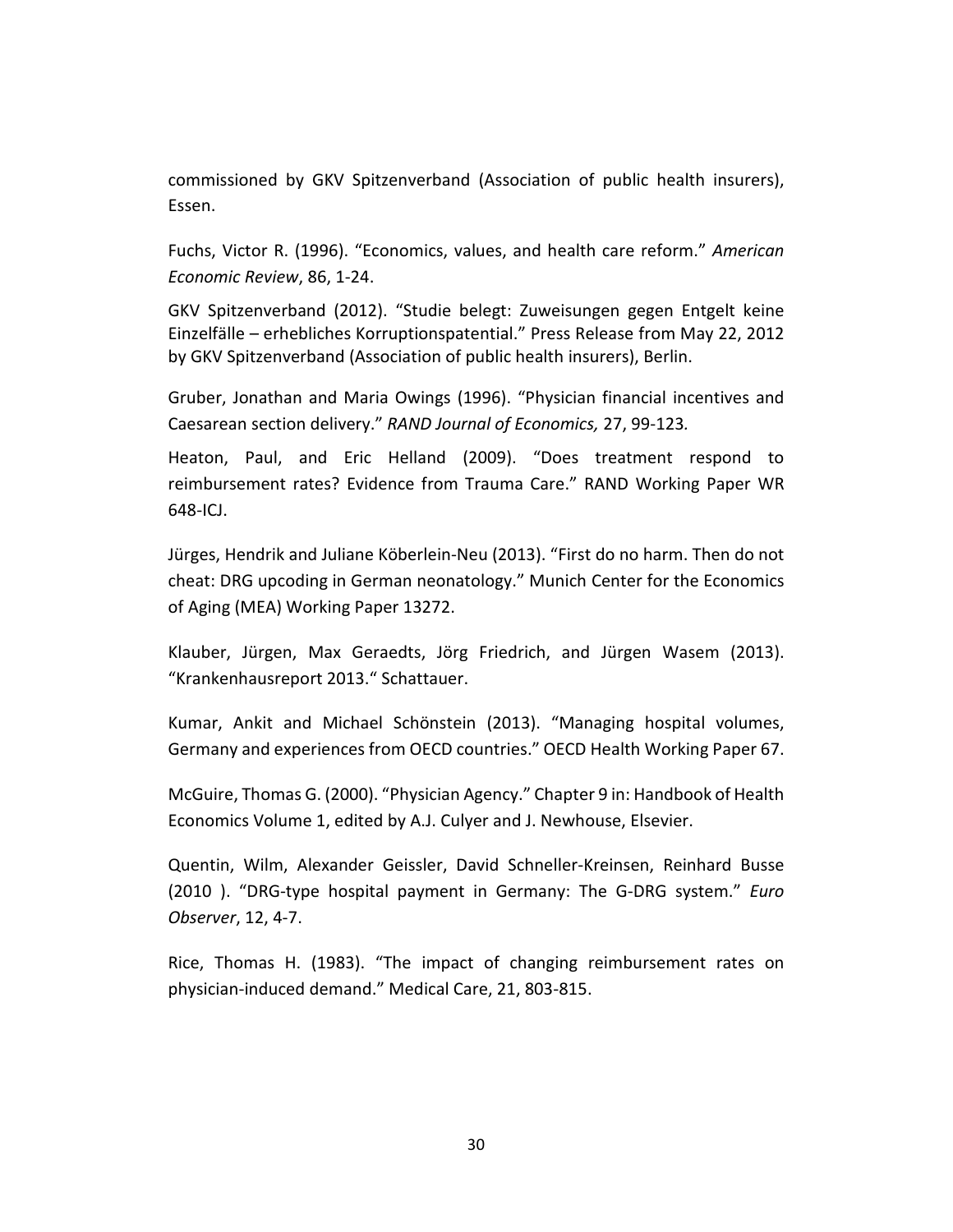commissioned by GKV Spitzenverband (Association of public health insurers), Essen.

Fuchs, Victor R. (1996). “Economics, values, and health care reform.” *American Economic Review*, 86, 1-24.

GKV Spitzenverband (2012). “Studie belegt: Zuweisungen gegen Entgelt keine Einzelfälle – erhebliches Korruptionspatential.” Press Release from May 22, 2012 by GKV Spitzenverband (Association of public health insurers), Berlin.

Gruber, Jonathan and Maria Owings (1996). “Physician financial incentives and Caesarean section delivery.” *RAND Journal of Economics,* 27, 99-123*.*

Heaton, Paul, and Eric Helland (2009). “Does treatment respond to reimbursement rates? Evidence from Trauma Care.” RAND Working Paper WR 648-ICJ.

Jürges, Hendrik and Juliane Köberlein-Neu (2013). “First do no harm. Then do not cheat: DRG upcoding in German neonatology.” Munich Center for the Economics of Aging (MEA) Working Paper 13272.

Klauber, Jürgen, Max Geraedts, Jörg Friedrich, and Jürgen Wasem (2013). “Krankenhausreport 2013.“ Schattauer.

Kumar, Ankit and Michael Schönstein (2013). “Managing hospital volumes, Germany and experiences from OECD countries.” OECD Health Working Paper 67.

McGuire, Thomas G. (2000). “Physician Agency.” Chapter 9 in: Handbook of Health Economics Volume 1, edited by A.J. Culyer and J. Newhouse, Elsevier.

Quentin, Wilm, Alexander Geissler, David Schneller-Kreinsen, Reinhard Busse (2010 ). “DRG-type hospital payment in Germany: The G-DRG system.” *Euro Observer*, 12, 4-7.

Rice, Thomas H. (1983). “The impact of changing reimbursement rates on physician-induced demand.” Medical Care, 21, 803-815.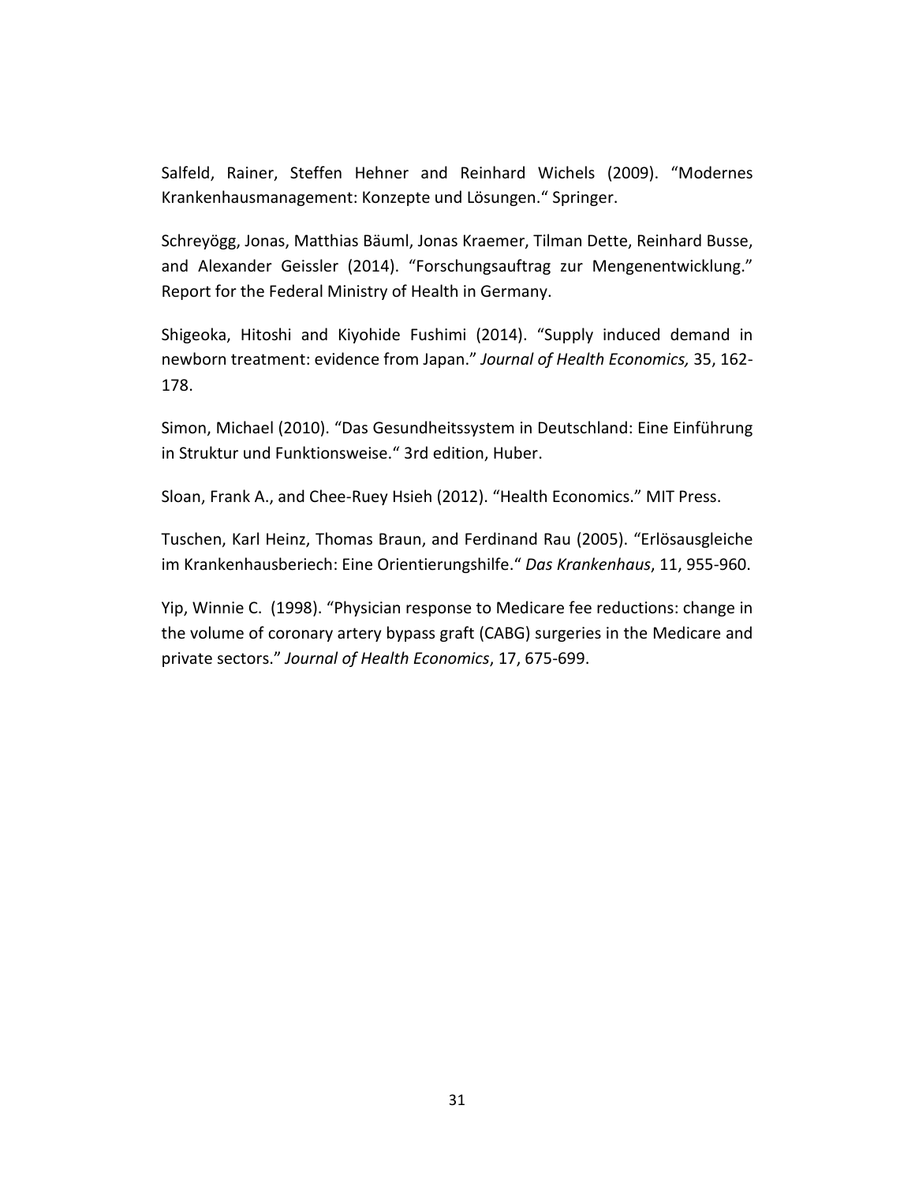Salfeld, Rainer, Steffen Hehner and Reinhard Wichels (2009). “Modernes Krankenhausmanagement: Konzepte und Lösungen.“ Springer.

Schreyögg, Jonas, Matthias Bäuml, Jonas Kraemer, Tilman Dette, Reinhard Busse, and Alexander Geissler (2014). “Forschungsauftrag zur Mengenentwicklung.” Report for the Federal Ministry of Health in Germany.

Shigeoka, Hitoshi and Kiyohide Fushimi (2014). “Supply induced demand in newborn treatment: evidence from Japan.” *Journal of Health Economics,* 35, 162-178.

Simon, Michael (2010). “Das Gesundheitssystem in Deutschland: Eine Einführung in Struktur und Funktionsweise.“ 3rd edition, Huber.

Sloan, Frank A., and Chee-Ruey Hsieh (2012). “Health Economics.” MIT Press.

Tuschen, Karl Heinz, Thomas Braun, and Ferdinand Rau (2005). “Erlösausgleiche im Krankenhausberiech: Eine Orientierungshilfe.“ *Das Krankenhaus*, 11, 955-960.

Yip, Winnie C. (1998). “Physician response to Medicare fee reductions: change in the volume of coronary artery bypass graft (CABG) surgeries in the Medicare and private sectors.” *Journal of Health Economics*, 17, 675-699.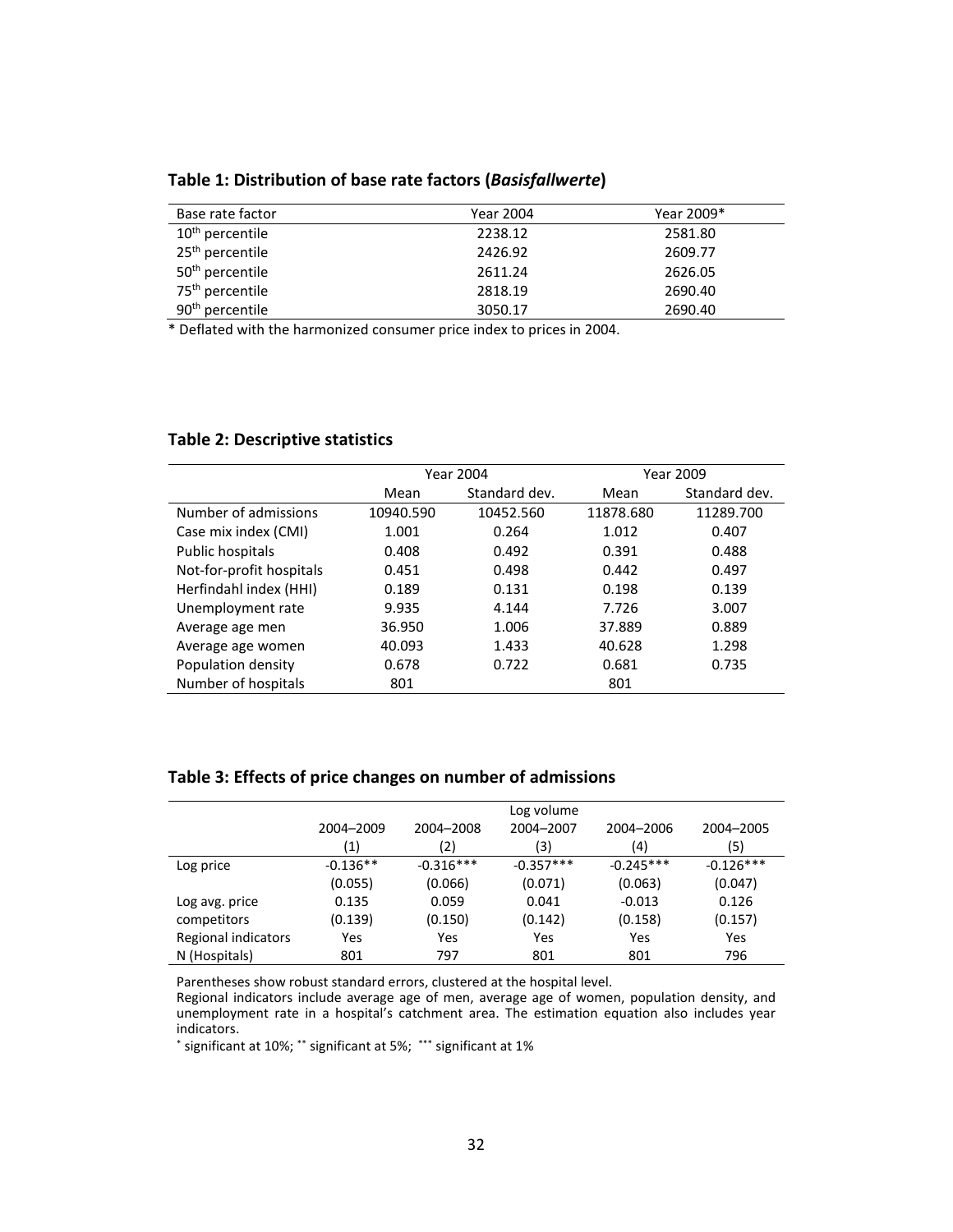**Table 1: Distribution of base rate factors (*Basisfallwerte*)**

| Base rate factor | Year 2004 | Year 2009* |
|---|---|---|
| $10^{th}$ percentile | 2238.12 | 2581.80 |
| $25^{th}$ percentile | 2426.92 | 2609.77 |
| $50^{th}$ percentile | 2611.24 | 2626.05 |
| $75^{th}$ percentile | 2818.19 | 2690.40 |
| $90^{th}$ percentile | 3050.17 | 2690.40 |

* Deflated with the harmonized consumer price index to prices in 2004.

**Table 2: Descriptive statistics**

| | Year 2004 | | Year 2009 | |
|---|---|---|---|---|
| | Mean | Standard dev. | Mean | Standard dev. |
| Number of admissions | 10940.590 | 10452.560 | 11878.680 | 11289.700 |
| Case mix index (CMI) | 1.001 | 0.264 | 1.012 | 0.407 |
| Public hospitals | 0.408 | 0.492 | 0.391 | 0.488 |
| Not-for-profit hospitals | 0.451 | 0.498 | 0.442 | 0.497 |
| Herfindahl index (HHI) | 0.189 | 0.131 | 0.198 | 0.139 |
| Unemployment rate | 9.935 | 4.144 | 7.726 | 3.007 |
| Average age men | 36.950 | 1.006 | 37.889 | 0.889 |
| Average age women | 40.093 | 1.433 | 40.628 | 1.298 |
| Population density | 0.678 | 0.722 | 0.681 | 0.735 |
| Number of hospitals | 801 | | 801 | |

**Table 3: Effects of price changes on number of admissions**

| | Log volume | | | | |
|---|---|---|---|---|---|
| | 2004–2009 | 2004–2008 | 2004–2007 | 2004–2006 | 2004–2005 |
| | (1) | (2) | (3) | (4) | (5) |
| Log price | -0.136** | -0.316*** | -0.357*** | -0.245*** | -0.126*** |
| | (0.055) | (0.066) | (0.071) | (0.063) | (0.047) |
| Log avg. price competitors | 0.135 | 0.059 | 0.041 | -0.013 | 0.126 |
| | (0.139) | (0.150) | (0.142) | (0.158) | (0.157) |
| Regional indicators | Yes | Yes | Yes | Yes | Yes |
| N (Hospitals) | 801 | 797 | 801 | 801 | 796 |

Parentheses show robust standard errors, clustered at the hospital level.
Regional indicators include average age of men, average age of women, population density, and unemployment rate in a hospital's catchment area. The estimation equation also includes year indicators.
* significant at 10%; ** significant at 5%; *** significant at 1%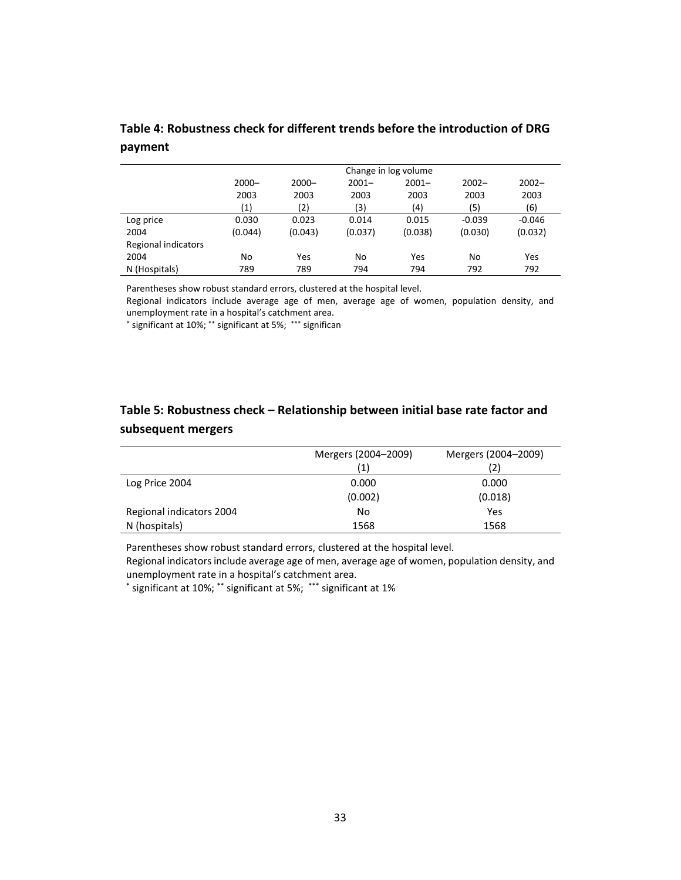**Table 4: Robustness check for different trends before the introduction of DRG payment**

| | Change in log volume | | | | | |
|---|---|---|---|---|---|---|
| | 2000–2003 | 2000–2003 | 2001–2003 | 2001–2003 | 2002–2003 | 2002–2003 |
| | (1) | (2) | (3) | (4) | (5) | (6) |
| Log price 2004 | 0.030 | 0.023 | 0.014 | 0.015 | -0.039 | -0.046 |
| | (0.044) | (0.043) | (0.037) | (0.038) | (0.030) | (0.032) |
| Regional indicators 2004 | No | Yes | No | Yes | No | Yes |
| N (Hospitals) | 789 | 789 | 794 | 794 | 792 | 792 |

Parentheses show robust standard errors, clustered at the hospital level.
Regional indicators include average age of men, average age of women, population density, and unemployment rate in a hospital's catchment area.
* significant at 10%; ** significant at 5%; *** significan

**Table 5: Robustness check – Relationship between initial base rate factor and subsequent mergers**

| | Mergers (2004–2009) | Mergers (2004–2009) |
|---|---|---|
| | (1) | (2) |
| Log Price 2004 | 0.000 | 0.000 |
| | (0.002) | (0.018) |
| Regional indicators 2004 | No | Yes |
| N (hospitals) | 1568 | 1568 |

Parentheses show robust standard errors, clustered at the hospital level.
Regional indicators include average age of men, average age of women, population density, and unemployment rate in a hospital's catchment area.
* significant at 10%; ** significant at 5%; *** significant at 1%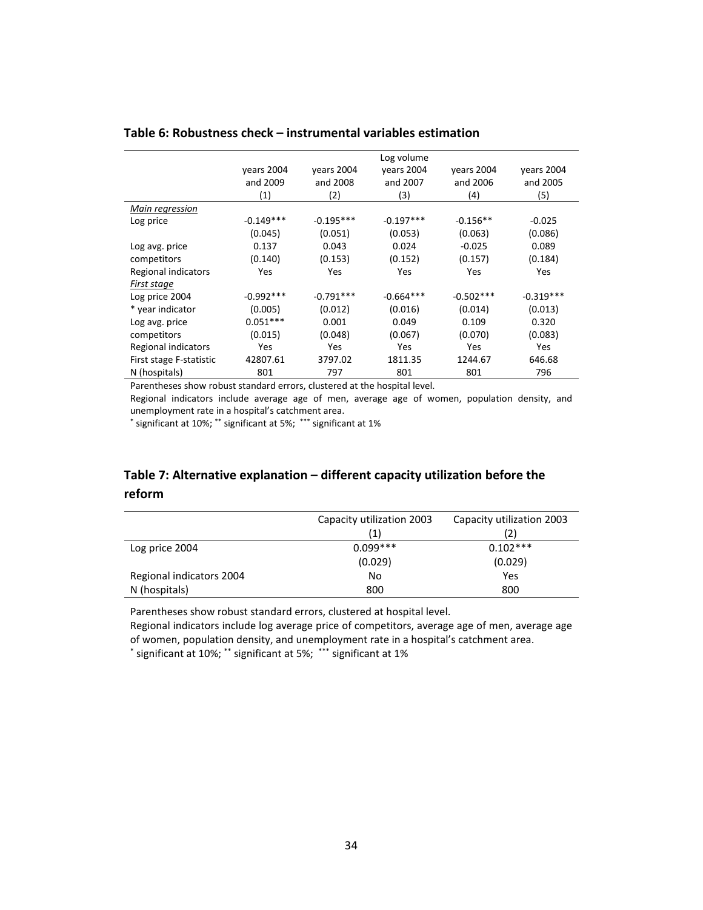### Table 6: Robustness check – instrumental variables estimation

| | Log volume | | | | |
|---|---|---|---|---|---|
| | years 2004 and 2009 | years 2004 and 2008 | years 2004 and 2007 | years 2004 and 2006 | years 2004 and 2005 |
| | (1) | (2) | (3) | (4) | (5) |
| *Main regression* | | | | | |
| Log price | -0.149*** | -0.195*** | -0.197*** | -0.156** | -0.025 |
| | (0.045) | (0.051) | (0.053) | (0.063) | (0.086) |
| Log avg. price | 0.137 | 0.043 | 0.024 | -0.025 | 0.089 |
| competitors | (0.140) | (0.153) | (0.152) | (0.157) | (0.184) |
| Regional indicators | Yes | Yes | Yes | Yes | Yes |
| *First stage* | | | | | |
| Log price 2004 | -0.992*** | -0.791*** | -0.664*** | -0.502*** | -0.319*** |
| * year indicator | (0.005) | (0.012) | (0.016) | (0.014) | (0.013) |
| Log avg. price | 0.051*** | 0.001 | 0.049 | 0.109 | 0.320 |
| competitors | (0.015) | (0.048) | (0.067) | (0.070) | (0.083) |
| Regional indicators | Yes | Yes | Yes | Yes | Yes |
| First stage F-statistic | 42807.61 | 3797.02 | 1811.35 | 1244.67 | 646.68 |
| N (hospitals) | 801 | 797 | 801 | 801 | 796 |

Parentheses show robust standard errors, clustered at the hospital level.

Regional indicators include average age of men, average age of women, population density, and unemployment rate in a hospital's catchment area.

* significant at 10%; ** significant at 5%; *** significant at 1%

### Table 7: Alternative explanation – different capacity utilization before the reform

| | Capacity utilization 2003 | Capacity utilization 2003 |
|---|---|---|
| | (1) | (2) |
| Log price 2004 | 0.099*** | 0.102*** |
| | (0.029) | (0.029) |
| Regional indicators 2004 | No | Yes |
| N (hospitals) | 800 | 800 |

Parentheses show robust standard errors, clustered at hospital level.

Regional indicators include log average price of competitors, average age of men, average age of women, population density, and unemployment rate in a hospital's catchment area.

* significant at 10%; ** significant at 5%; *** significant at 1%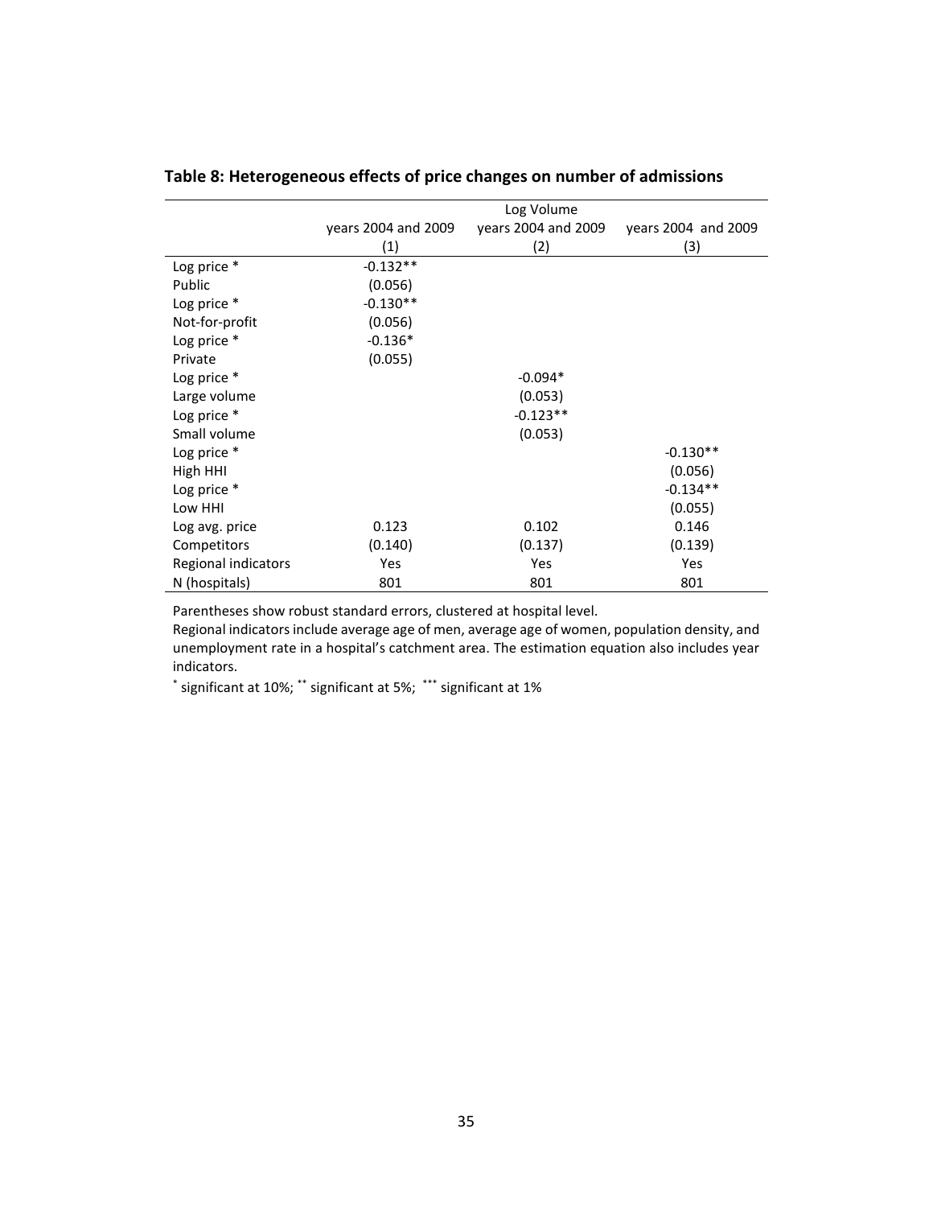**Table 8: Heterogeneous effects of price changes on number of admissions**

| | Log Volume | | |
|---|---|---|---|
| | years 2004 and 2009 | years 2004 and 2009 | years 2004 and 2009 |
| | (1) | (2) | (3) |
| Log price * Public | -0.132** (0.056) | | |
| Log price * Not-for-profit | -0.130** (0.056) | | |
| Log price * Private | -0.136* (0.055) | | |
| Log price * Large volume | | -0.094* (0.053) | |
| Log price * Small volume | | -0.123** (0.053) | |
| Log price * High HHI | | | -0.130** (0.056) |
| Log price * Low HHI | | | -0.134** (0.055) |
| Log avg. price Competitors | 0.123 (0.140) | 0.102 (0.137) | 0.146 (0.139) |
| Regional indicators | Yes | Yes | Yes |
| N (hospitals) | 801 | 801 | 801 |

Parentheses show robust standard errors, clustered at hospital level.
Regional indicators include average age of men, average age of women, population density, and unemployment rate in a hospital's catchment area. The estimation equation also includes year indicators.
* significant at 10%; ** significant at 5%; *** significant at 1%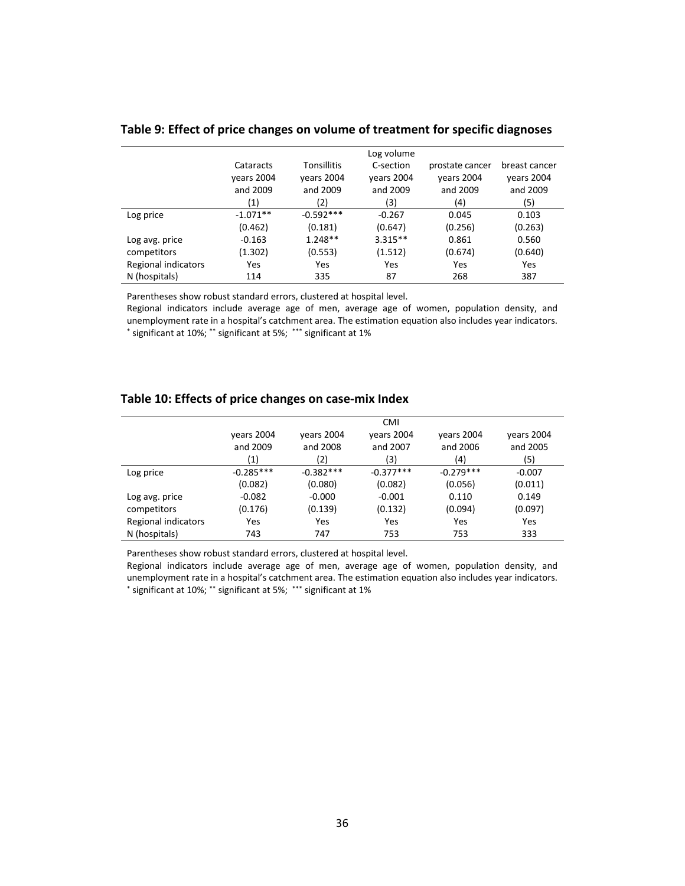**Table 9: Effect of price changes on volume of treatment for specific diagnoses**

| | Log volume | | | | |
|---|---|---|---|---|---|
| | Cataracts years 2004 and 2009 | Tonsillitis years 2004 and 2009 | C-section years 2004 and 2009 | prostate cancer years 2004 and 2009 | breast cancer years 2004 and 2009 |
| | (1) | (2) | (3) | (4) | (5) |
| Log price | -1.071** | -0.592*** | -0.267 | 0.045 | 0.103 |
| | (0.462) | (0.181) | (0.647) | (0.256) | (0.263) |
| Log avg. price competitors | -0.163 | 1.248** | 3.315** | 0.861 | 0.560 |
| | (1.302) | (0.553) | (1.512) | (0.674) | (0.640) |
| Regional indicators | Yes | Yes | Yes | Yes | Yes |
| N (hospitals) | 114 | 335 | 87 | 268 | 387 |

Parentheses show robust standard errors, clustered at hospital level.
Regional indicators include average age of men, average age of women, population density, and unemployment rate in a hospital's catchment area. The estimation equation also includes year indicators.
* significant at 10%; ** significant at 5%; *** significant at 1%

**Table 10: Effects of price changes on case-mix Index**

| | CMI | | | | |
|---|---|---|---|---|---|
| | years 2004 and 2009 | years 2004 and 2008 | years 2004 and 2007 | years 2004 and 2006 | years 2004 and 2005 |
| | (1) | (2) | (3) | (4) | (5) |
| Log price | -0.285*** | -0.382*** | -0.377*** | -0.279*** | -0.007 |
| | (0.082) | (0.080) | (0.082) | (0.056) | (0.011) |
| Log avg. price competitors | -0.082 | -0.000 | -0.001 | 0.110 | 0.149 |
| | (0.176) | (0.139) | (0.132) | (0.094) | (0.097) |
| Regional indicators | Yes | Yes | Yes | Yes | Yes |
| N (hospitals) | 743 | 747 | 753 | 753 | 333 |

Parentheses show robust standard errors, clustered at hospital level.
Regional indicators include average age of men, average age of women, population density, and unemployment rate in a hospital's catchment area. The estimation equation also includes year indicators.
* significant at 10%; ** significant at 5%; *** significant at 1%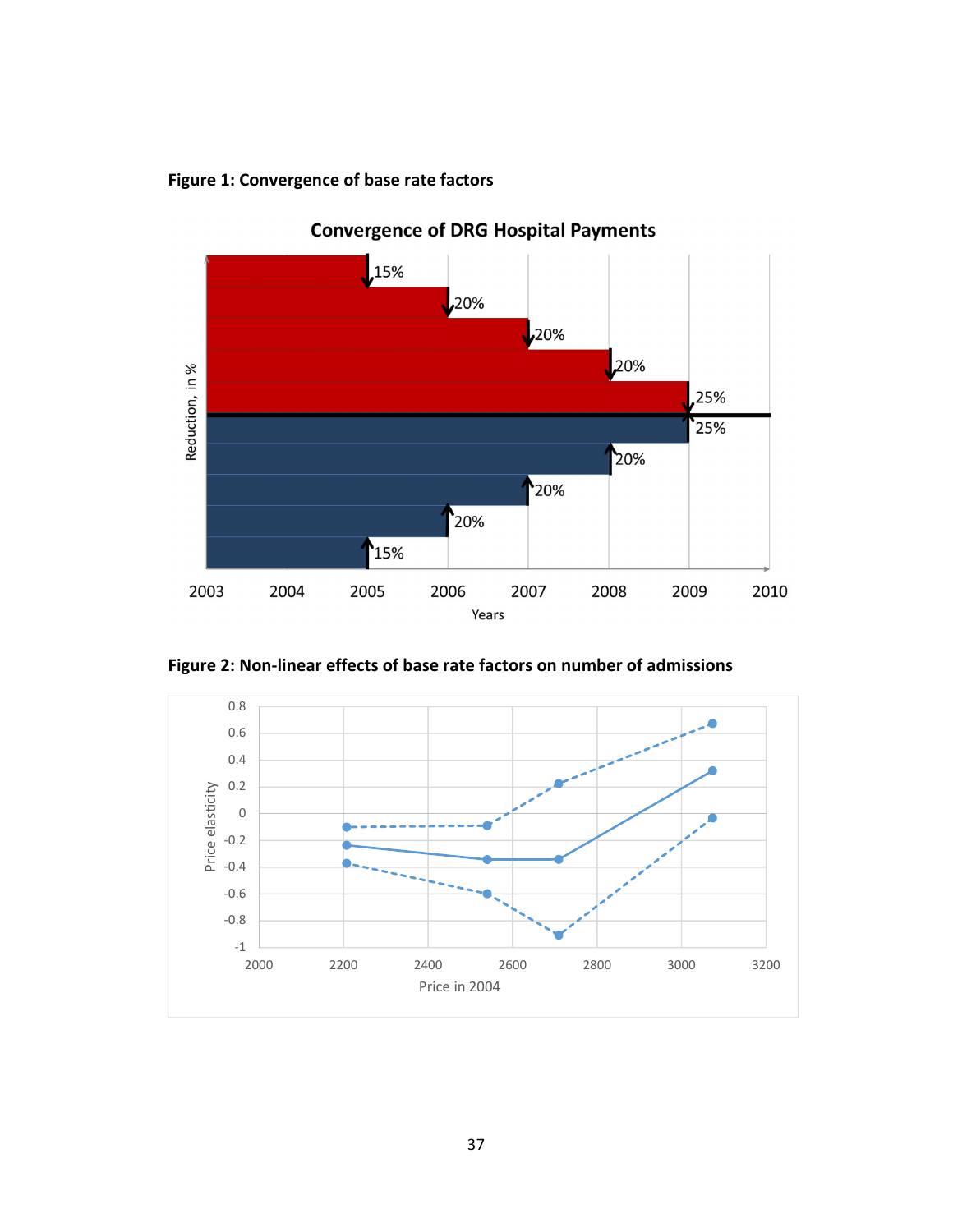**Figure 1: Convergence of base rate factors**

Convergence of DRG Hospital Payments

Reduction, in %

15%
20%
20%
20%
25%
25%
20%
20%
20%
15%

2003
2004
2005
2006
2007
2008
2009
2010

Years

**Figure 2: Non-linear effects of base rate factors on number of admissions**

Price elasticity

0.8
0.6
0.4
0.2
0
-0.2
-0.4
-0.6
-0.8
-1

2000
2200
2400
2600
2800
3000
3200

Price in 2004